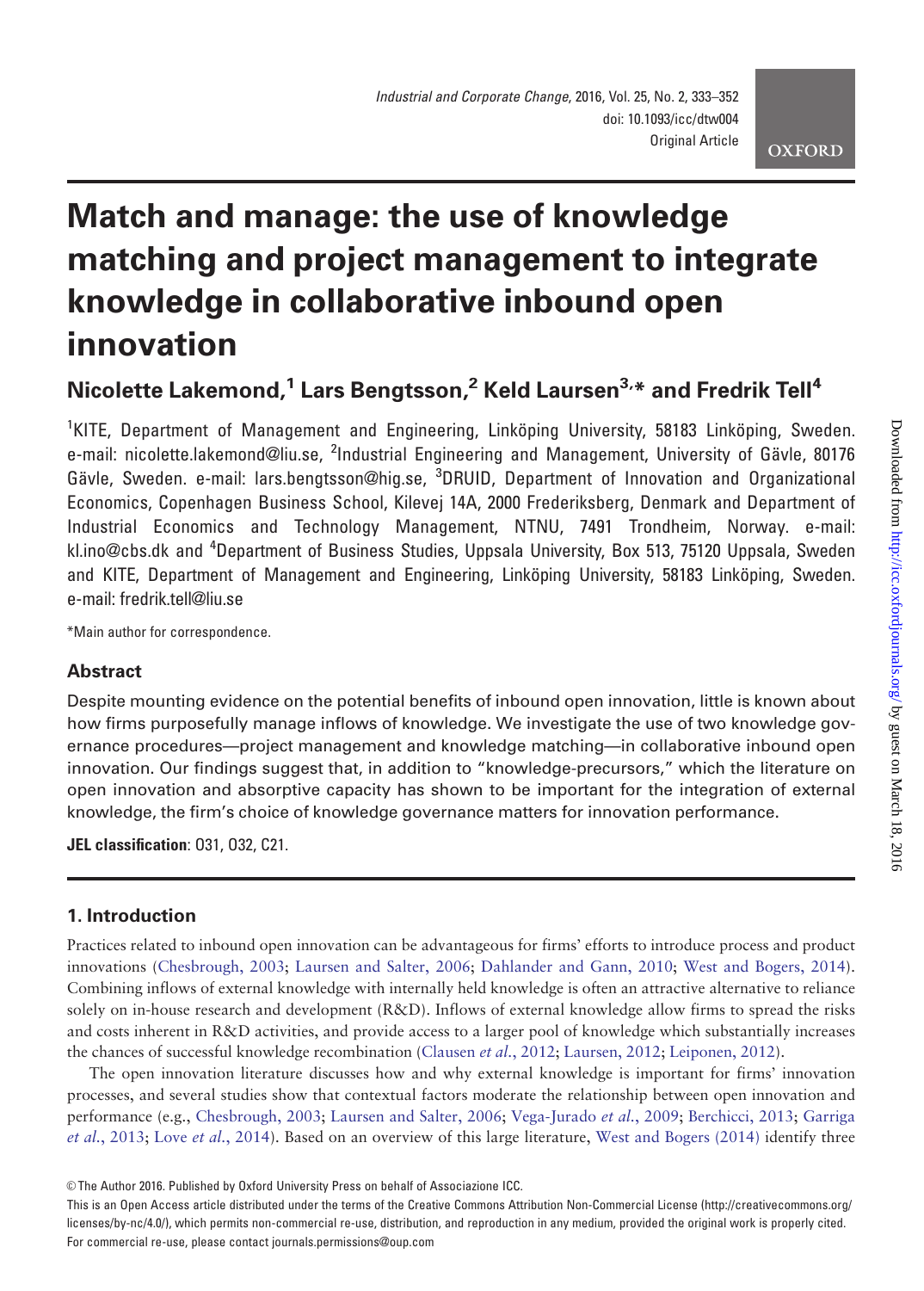# Match and manage: the use of knowledge matching and project management to integrate knowledge in collaborative inbound open innovation

**Nicolette Lakemond,[1] Lars Bengtsson,[2] Keld Laursen[3,*] and Fredrik Tell[4]**

[1]KITE, Department of Management and Engineering, Linköping University, 58183 Linköping, Sweden. e-mail: nicolette.lakemond@liu.se, [2]Industrial Engineering and Management, University of Gävle, 80176 Gävle, Sweden. e-mail: lars.bengtsson@hig.se, [3]DRUID, Department of Innovation and Organizational Economics, Copenhagen Business School, Kilevej 14A, 2000 Frederiksberg, Denmark and Department of Industrial Economics and Technology Management, NTNU, 7491 Trondheim, Norway. e-mail: kl.ino@cbs.dk and [4]Department of Business Studies, Uppsala University, Box 513, 75120 Uppsala, Sweden and KITE, Department of Management and Engineering, Linköping University, 58183 Linköping, Sweden. e-mail: fredrik.tell@liu.se

*Main author for correspondence.

## Abstract

Despite mounting evidence on the potential benefits of inbound open innovation, little is known about how firms purposefully manage inflows of knowledge. We investigate the use of two knowledge governance procedures—project management and knowledge matching—in collaborative inbound open innovation. Our findings suggest that, in addition to "knowledge-precursors," which the literature on open innovation and absorptive capacity has shown to be important for the integration of external knowledge, the firm's choice of knowledge governance matters for innovation performance.

**JEL classification**: O31, O32, C21.

## 1. Introduction

Practices related to inbound open innovation can be advantageous for firms' efforts to introduce process and product innovations (Chesbrough, 2003; Laursen and Salter, 2006; Dahlander and Gann, 2010; West and Bogers, 2014). Combining inflows of external knowledge with internally held knowledge is often an attractive alternative to reliance solely on in-house research and development (R&D). Inflows of external knowledge allow firms to spread the risks and costs inherent in R&D activities, and provide access to a larger pool of knowledge which substantially increases the chances of successful knowledge recombination (Clausen *et al.*, 2012; Laursen, 2012; Leiponen, 2012).

The open innovation literature discusses how and why external knowledge is important for firms' innovation processes, and several studies show that contextual factors moderate the relationship between open innovation and performance (e.g., Chesbrough, 2003; Laursen and Salter, 2006; Vega-Jurado *et al.*, 2009; Berchicci, 2013; Garriga *et al.*, 2013; Love *et al.*, 2014). Based on an overview of this large literature, West and Bogers (2014) identify three

© The Author 2016. Published by Oxford University Press on behalf of Associazione ICC.

This is an Open Access article distributed under the terms of the Creative Commons Attribution Non-Commercial License (http://creativecommons.org/licenses/by-nc/4.0/), which permits non-commercial re-use, distribution, and reproduction in any medium, provided the original work is properly cited. For commercial re-use, please contact journals.permissions@oup.com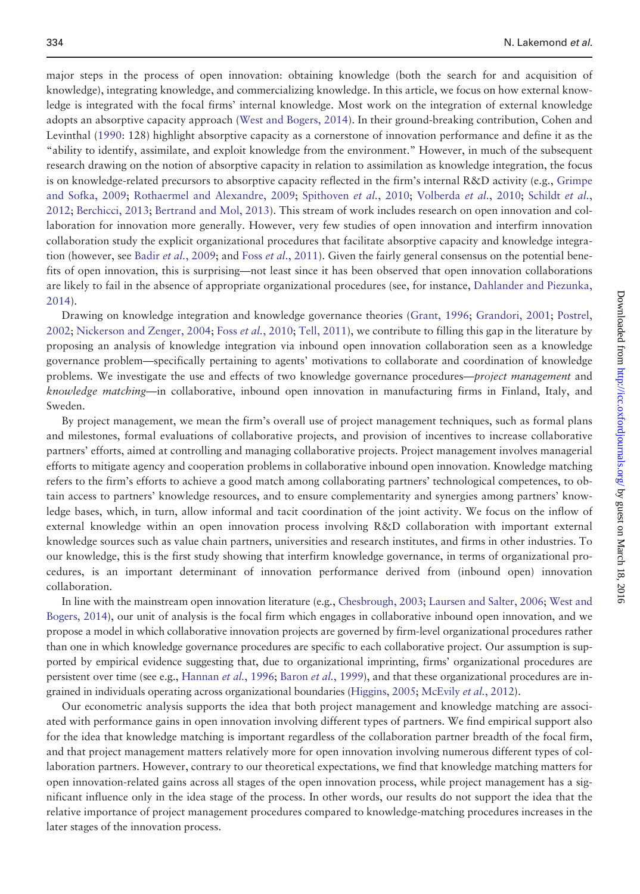major steps in the process of open innovation: obtaining knowledge (both the search for and acquisition of knowledge), integrating knowledge, and commercializing knowledge. In this article, we focus on how external knowledge is integrated with the focal firms' internal knowledge. Most work on the integration of external knowledge adopts an absorptive capacity approach (West and Bogers, 2014). In their ground-breaking contribution, Cohen and Levinthal (1990: 128) highlight absorptive capacity as a cornerstone of innovation performance and define it as the "ability to identify, assimilate, and exploit knowledge from the environment." However, in much of the subsequent research drawing on the notion of absorptive capacity in relation to assimilation as knowledge integration, the focus is on knowledge-related precursors to absorptive capacity reflected in the firm's internal R&D activity (e.g., Grimpe and Sofka, 2009; Rothaermel and Alexandre, 2009; Spithoven *et al.*, 2010; Volberda *et al.*, 2010; Schildt *et al.*, 2012; Berchicci, 2013; Bertrand and Mol, 2013). This stream of work includes research on open innovation and collaboration for innovation more generally. However, very few studies of open innovation and interfirm innovation collaboration study the explicit organizational procedures that facilitate absorptive capacity and knowledge integration (however, see Badir *et al.*, 2009; and Foss *et al.*, 2011). Given the fairly general consensus on the potential benefits of open innovation, this is surprising—not least since it has been observed that open innovation collaborations are likely to fail in the absence of appropriate organizational procedures (see, for instance, Dahlander and Piezunka, 2014).

Drawing on knowledge integration and knowledge governance theories (Grant, 1996; Grandori, 2001; Postrel, 2002; Nickerson and Zenger, 2004; Foss *et al.*, 2010; Tell, 2011), we contribute to filling this gap in the literature by proposing an analysis of knowledge integration via inbound open innovation collaboration seen as a knowledge governance problem—specifically pertaining to agents' motivations to collaborate and coordination of knowledge problems. We investigate the use and effects of two knowledge governance procedures—*project management* and *knowledge matching*—in collaborative, inbound open innovation in manufacturing firms in Finland, Italy, and Sweden.

By project management, we mean the firm's overall use of project management techniques, such as formal plans and milestones, formal evaluations of collaborative projects, and provision of incentives to increase collaborative partners' efforts, aimed at controlling and managing collaborative projects. Project management involves managerial efforts to mitigate agency and cooperation problems in collaborative inbound open innovation. Knowledge matching refers to the firm's efforts to achieve a good match among collaborating partners' technological competences, to obtain access to partners' knowledge resources, and to ensure complementarity and synergies among partners' knowledge bases, which, in turn, allow informal and tacit coordination of the joint activity. We focus on the inflow of external knowledge within an open innovation process involving R&D collaboration with important external knowledge sources such as value chain partners, universities and research institutes, and firms in other industries. To our knowledge, this is the first study showing that interfirm knowledge governance, in terms of organizational procedures, is an important determinant of innovation performance derived from (inbound open) innovation collaboration.

In line with the mainstream open innovation literature (e.g., Chesbrough, 2003; Laursen and Salter, 2006; West and Bogers, 2014), our unit of analysis is the focal firm which engages in collaborative inbound open innovation, and we propose a model in which collaborative innovation projects are governed by firm-level organizational procedures rather than one in which knowledge governance procedures are specific to each collaborative project. Our assumption is supported by empirical evidence suggesting that, due to organizational imprinting, firms' organizational procedures are persistent over time (see e.g., Hannan *et al.*, 1996; Baron *et al.*, 1999), and that these organizational procedures are ingrained in individuals operating across organizational boundaries (Higgins, 2005; McEvily *et al.*, 2012).

Our econometric analysis supports the idea that both project management and knowledge matching are associated with performance gains in open innovation involving different types of partners. We find empirical support also for the idea that knowledge matching is important regardless of the collaboration partner breadth of the focal firm, and that project management matters relatively more for open innovation involving numerous different types of collaboration partners. However, contrary to our theoretical expectations, we find that knowledge matching matters for open innovation-related gains across all stages of the open innovation process, while project management has a significant influence only in the idea stage of the process. In other words, our results do not support the idea that the relative importance of project management procedures compared to knowledge-matching procedures increases in the later stages of the innovation process.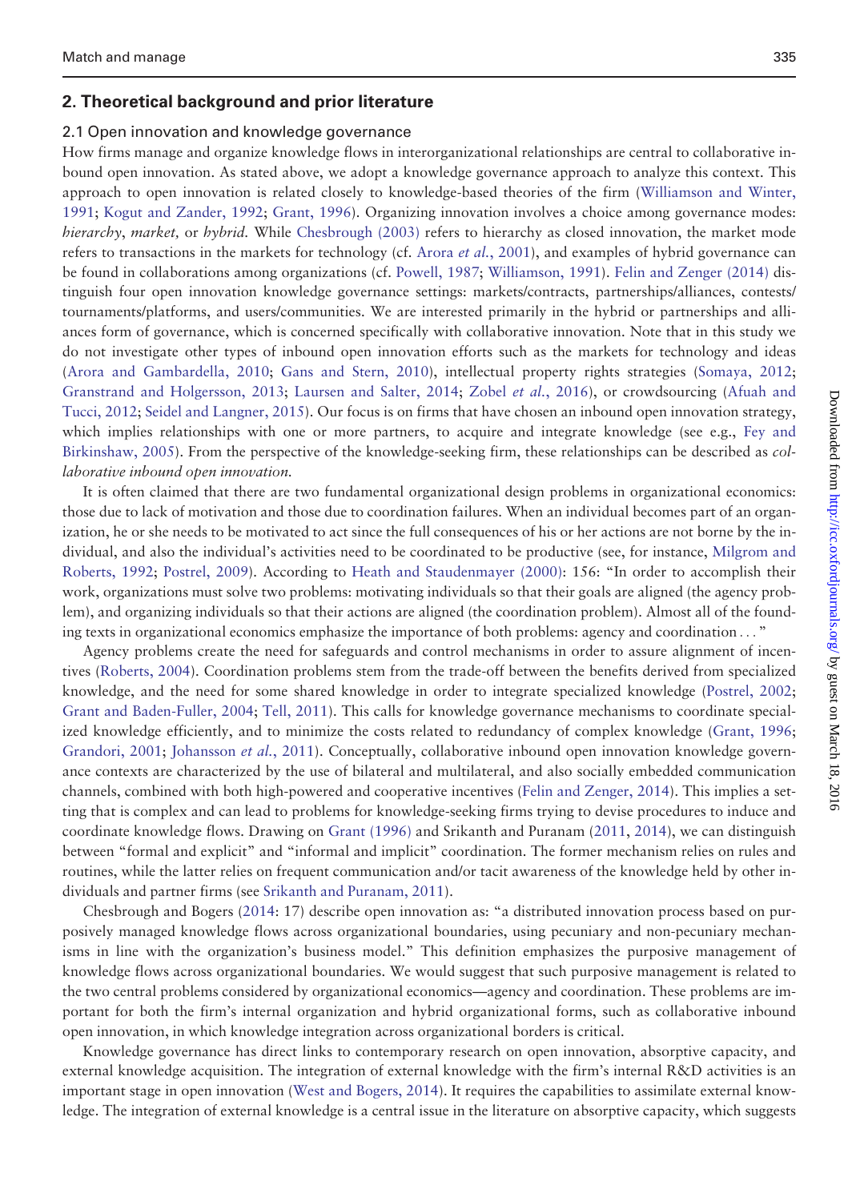## 2. Theoretical background and prior literature

### 2.1 Open innovation and knowledge governance

How firms manage and organize knowledge flows in interorganizational relationships are central to collaborative inbound open innovation. As stated above, we adopt a knowledge governance approach to analyze this context. This approach to open innovation is related closely to knowledge-based theories of the firm (Williamson and Winter, 1991; Kogut and Zander, 1992; Grant, 1996). Organizing innovation involves a choice among governance modes: *hierarchy*, *market,* or *hybrid.* While Chesbrough (2003) refers to hierarchy as closed innovation, the market mode refers to transactions in the markets for technology (cf. Arora *et al.*, 2001), and examples of hybrid governance can be found in collaborations among organizations (cf. Powell, 1987; Williamson, 1991). Felin and Zenger (2014) distinguish four open innovation knowledge governance settings: markets/contracts, partnerships/alliances, contests/tournaments/platforms, and users/communities. We are interested primarily in the hybrid or partnerships and alliances form of governance, which is concerned specifically with collaborative innovation. Note that in this study we do not investigate other types of inbound open innovation efforts such as the markets for technology and ideas (Arora and Gambardella, 2010; Gans and Stern, 2010), intellectual property rights strategies (Somaya, 2012; Granstrand and Holgersson, 2013; Laursen and Salter, 2014; Zobel *et al.*, 2016), or crowdsourcing (Afuah and Tucci, 2012; Seidel and Langner, 2015). Our focus is on firms that have chosen an inbound open innovation strategy, which implies relationships with one or more partners, to acquire and integrate knowledge (see e.g., Fey and Birkinshaw, 2005). From the perspective of the knowledge-seeking firm, these relationships can be described as *collaborative inbound open innovation.*

It is often claimed that there are two fundamental organizational design problems in organizational economics: those due to lack of motivation and those due to coordination failures. When an individual becomes part of an organization, he or she needs to be motivated to act since the full consequences of his or her actions are not borne by the individual, and also the individual's activities need to be coordinated to be productive (see, for instance, Milgrom and Roberts, 1992; Postrel, 2009). According to Heath and Staudenmayer (2000): 156: "In order to accomplish their work, organizations must solve two problems: motivating individuals so that their goals are aligned (the agency problem), and organizing individuals so that their actions are aligned (the coordination problem). Almost all of the founding texts in organizational economics emphasize the importance of both problems: agency and coordination . . . "

Agency problems create the need for safeguards and control mechanisms in order to assure alignment of incentives (Roberts, 2004). Coordination problems stem from the trade-off between the benefits derived from specialized knowledge, and the need for some shared knowledge in order to integrate specialized knowledge (Postrel, 2002; Grant and Baden-Fuller, 2004; Tell, 2011). This calls for knowledge governance mechanisms to coordinate specialized knowledge efficiently, and to minimize the costs related to redundancy of complex knowledge (Grant, 1996; Grandori, 2001; Johansson *et al.*, 2011). Conceptually, collaborative inbound open innovation knowledge governance contexts are characterized by the use of bilateral and multilateral, and also socially embedded communication channels, combined with both high-powered and cooperative incentives (Felin and Zenger, 2014). This implies a setting that is complex and can lead to problems for knowledge-seeking firms trying to devise procedures to induce and coordinate knowledge flows. Drawing on Grant (1996) and Srikanth and Puranam (2011, 2014), we can distinguish between "formal and explicit" and "informal and implicit" coordination. The former mechanism relies on rules and routines, while the latter relies on frequent communication and/or tacit awareness of the knowledge held by other individuals and partner firms (see Srikanth and Puranam, 2011).

Chesbrough and Bogers (2014: 17) describe open innovation as: "a distributed innovation process based on purposively managed knowledge flows across organizational boundaries, using pecuniary and non-pecuniary mechanisms in line with the organization's business model." This definition emphasizes the purposive management of knowledge flows across organizational boundaries. We would suggest that such purposive management is related to the two central problems considered by organizational economics—agency and coordination. These problems are important for both the firm's internal organization and hybrid organizational forms, such as collaborative inbound open innovation, in which knowledge integration across organizational borders is critical.

Knowledge governance has direct links to contemporary research on open innovation, absorptive capacity, and external knowledge acquisition. The integration of external knowledge with the firm's internal R&D activities is an important stage in open innovation (West and Bogers, 2014). It requires the capabilities to assimilate external knowledge. The integration of external knowledge is a central issue in the literature on absorptive capacity, which suggests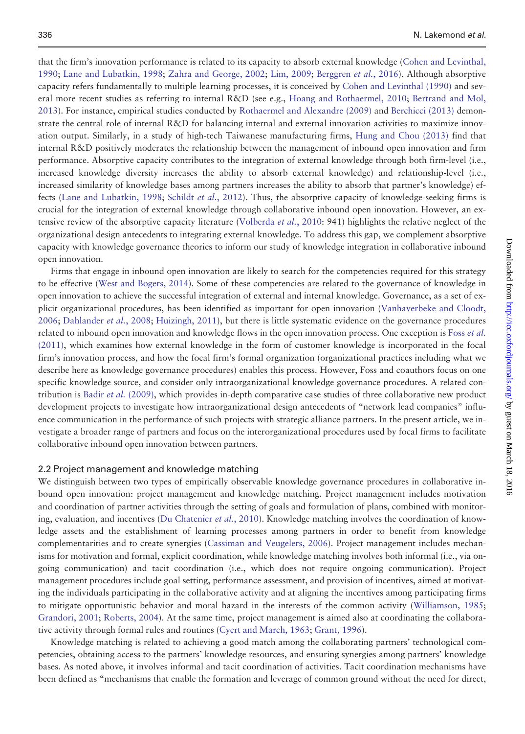that the firm's innovation performance is related to its capacity to absorb external knowledge (Cohen and Levinthal, 1990; Lane and Lubatkin, 1998; Zahra and George, 2002; Lim, 2009; Berggren *et al.*, 2016). Although absorptive capacity refers fundamentally to multiple learning processes, it is conceived by Cohen and Levinthal (1990) and several more recent studies as referring to internal R&D (see e.g., Hoang and Rothaermel, 2010; Bertrand and Mol, 2013). For instance, empirical studies conducted by Rothaermel and Alexandre (2009) and Berchicci (2013) demonstrate the central role of internal R&D for balancing internal and external innovation activities to maximize innovation output. Similarly, in a study of high-tech Taiwanese manufacturing firms, Hung and Chou (2013) find that internal R&D positively moderates the relationship between the management of inbound open innovation and firm performance. Absorptive capacity contributes to the integration of external knowledge through both firm-level (i.e., increased knowledge diversity increases the ability to absorb external knowledge) and relationship-level (i.e., increased similarity of knowledge bases among partners increases the ability to absorb that partner's knowledge) effects (Lane and Lubatkin, 1998; Schildt *et al.*, 2012). Thus, the absorptive capacity of knowledge-seeking firms is crucial for the integration of external knowledge through collaborative inbound open innovation. However, an extensive review of the absorptive capacity literature (Volberda *et al.*, 2010: 941) highlights the relative neglect of the organizational design antecedents to integrating external knowledge. To address this gap, we complement absorptive capacity with knowledge governance theories to inform our study of knowledge integration in collaborative inbound open innovation.

Firms that engage in inbound open innovation are likely to search for the competencies required for this strategy to be effective (West and Bogers, 2014). Some of these competencies are related to the governance of knowledge in open innovation to achieve the successful integration of external and internal knowledge. Governance, as a set of explicit organizational procedures, has been identified as important for open innovation (Vanhaverbeke and Cloodt, 2006; Dahlander *et al.*, 2008; Huizingh, 2011), but there is little systematic evidence on the governance procedures related to inbound open innovation and knowledge flows in the open innovation process. One exception is Foss *et al.* (2011), which examines how external knowledge in the form of customer knowledge is incorporated in the focal firm's innovation process, and how the focal firm's formal organization (organizational practices including what we describe here as knowledge governance procedures) enables this process. However, Foss and coauthors focus on one specific knowledge source, and consider only intraorganizational knowledge governance procedures. A related contribution is Badir *et al.* (2009), which provides in-depth comparative case studies of three collaborative new product development projects to investigate how intraorganizational design antecedents of "network lead companies" influence communication in the performance of such projects with strategic alliance partners. In the present article, we investigate a broader range of partners and focus on the interorganizational procedures used by focal firms to facilitate collaborative inbound open innovation between partners.

### 2.2 Project management and knowledge matching

We distinguish between two types of empirically observable knowledge governance procedures in collaborative inbound open innovation: project management and knowledge matching. Project management includes motivation and coordination of partner activities through the setting of goals and formulation of plans, combined with monitoring, evaluation, and incentives (Du Chatenier *et al.*, 2010). Knowledge matching involves the coordination of knowledge assets and the establishment of learning processes among partners in order to benefit from knowledge complementarities and to create synergies (Cassiman and Veugelers, 2006). Project management includes mechanisms for motivation and formal, explicit coordination, while knowledge matching involves both informal (i.e., via ongoing communication) and tacit coordination (i.e., which does not require ongoing communication). Project management procedures include goal setting, performance assessment, and provision of incentives, aimed at motivating the individuals participating in the collaborative activity and at aligning the incentives among participating firms to mitigate opportunistic behavior and moral hazard in the interests of the common activity (Williamson, 1985; Grandori, 2001; Roberts, 2004). At the same time, project management is aimed also at coordinating the collaborative activity through formal rules and routines (Cyert and March, 1963; Grant, 1996).

Knowledge matching is related to achieving a good match among the collaborating partners' technological competencies, obtaining access to the partners' knowledge resources, and ensuring synergies among partners' knowledge bases. As noted above, it involves informal and tacit coordination of activities. Tacit coordination mechanisms have been defined as "mechanisms that enable the formation and leverage of common ground without the need for direct,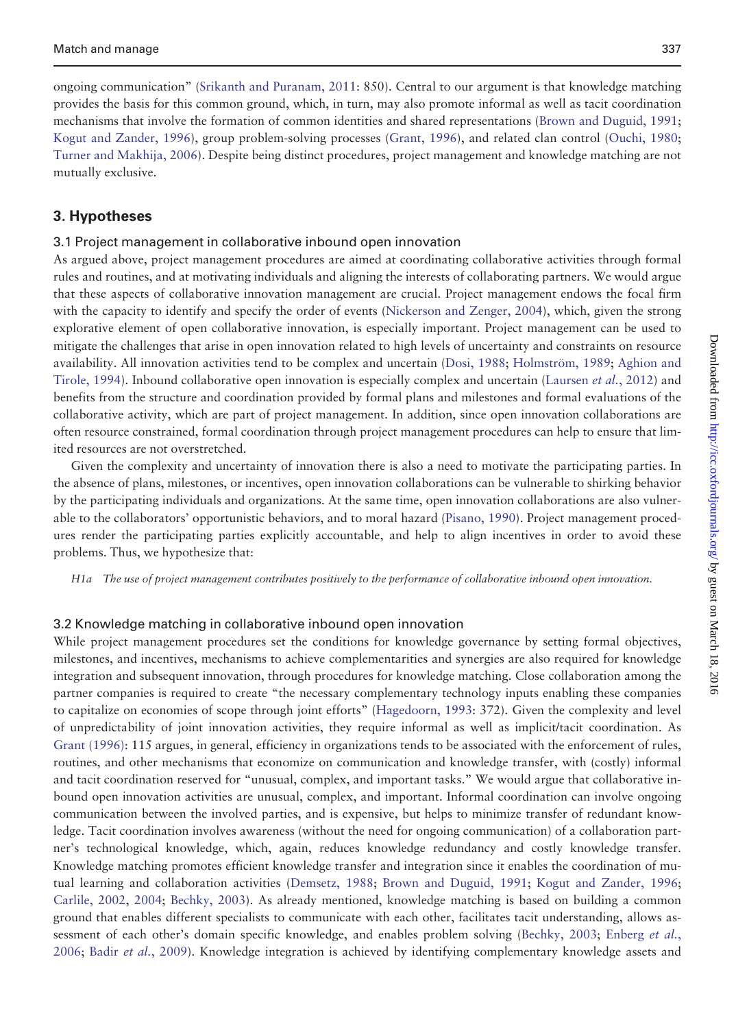ongoing communication" (Srikanth and Puranam, 2011: 850). Central to our argument is that knowledge matching provides the basis for this common ground, which, in turn, may also promote informal as well as tacit coordination mechanisms that involve the formation of common identities and shared representations (Brown and Duguid, 1991; Kogut and Zander, 1996), group problem-solving processes (Grant, 1996), and related clan control (Ouchi, 1980; Turner and Makhija, 2006). Despite being distinct procedures, project management and knowledge matching are not mutually exclusive.

## 3. Hypotheses

### 3.1 Project management in collaborative inbound open innovation

As argued above, project management procedures are aimed at coordinating collaborative activities through formal rules and routines, and at motivating individuals and aligning the interests of collaborating partners. We would argue that these aspects of collaborative innovation management are crucial. Project management endows the focal firm with the capacity to identify and specify the order of events (Nickerson and Zenger, 2004), which, given the strong explorative element of open collaborative innovation, is especially important. Project management can be used to mitigate the challenges that arise in open innovation related to high levels of uncertainty and constraints on resource availability. All innovation activities tend to be complex and uncertain (Dosi, 1988; Holmström, 1989; Aghion and Tirole, 1994). Inbound collaborative open innovation is especially complex and uncertain (Laursen *et al.*, 2012) and benefits from the structure and coordination provided by formal plans and milestones and formal evaluations of the collaborative activity, which are part of project management. In addition, since open innovation collaborations are often resource constrained, formal coordination through project management procedures can help to ensure that limited resources are not overstretched.

Given the complexity and uncertainty of innovation there is also a need to motivate the participating parties. In the absence of plans, milestones, or incentives, open innovation collaborations can be vulnerable to shirking behavior by the participating individuals and organizations. At the same time, open innovation collaborations are also vulnerable to the collaborators' opportunistic behaviors, and to moral hazard (Pisano, 1990). Project management procedures render the participating parties explicitly accountable, and help to align incentives in order to avoid these problems. Thus, we hypothesize that:

*H1a The use of project management contributes positively to the performance of collaborative inbound open innovation.*

### 3.2 Knowledge matching in collaborative inbound open innovation

While project management procedures set the conditions for knowledge governance by setting formal objectives, milestones, and incentives, mechanisms to achieve complementarities and synergies are also required for knowledge integration and subsequent innovation, through procedures for knowledge matching. Close collaboration among the partner companies is required to create "the necessary complementary technology inputs enabling these companies to capitalize on economies of scope through joint efforts" (Hagedoorn, 1993: 372). Given the complexity and level of unpredictability of joint innovation activities, they require informal as well as implicit/tacit coordination. As Grant (1996): 115 argues, in general, efficiency in organizations tends to be associated with the enforcement of rules, routines, and other mechanisms that economize on communication and knowledge transfer, with (costly) informal and tacit coordination reserved for "unusual, complex, and important tasks." We would argue that collaborative inbound open innovation activities are unusual, complex, and important. Informal coordination can involve ongoing communication between the involved parties, and is expensive, but helps to minimize transfer of redundant knowledge. Tacit coordination involves awareness (without the need for ongoing communication) of a collaboration partner's technological knowledge, which, again, reduces knowledge redundancy and costly knowledge transfer. Knowledge matching promotes efficient knowledge transfer and integration since it enables the coordination of mutual learning and collaboration activities (Demsetz, 1988; Brown and Duguid, 1991; Kogut and Zander, 1996; Carlile, 2002, 2004; Bechky, 2003). As already mentioned, knowledge matching is based on building a common ground that enables different specialists to communicate with each other, facilitates tacit understanding, allows assessment of each other's domain specific knowledge, and enables problem solving (Bechky, 2003; Enberg *et al.*, 2006; Badir *et al.*, 2009). Knowledge integration is achieved by identifying complementary knowledge assets and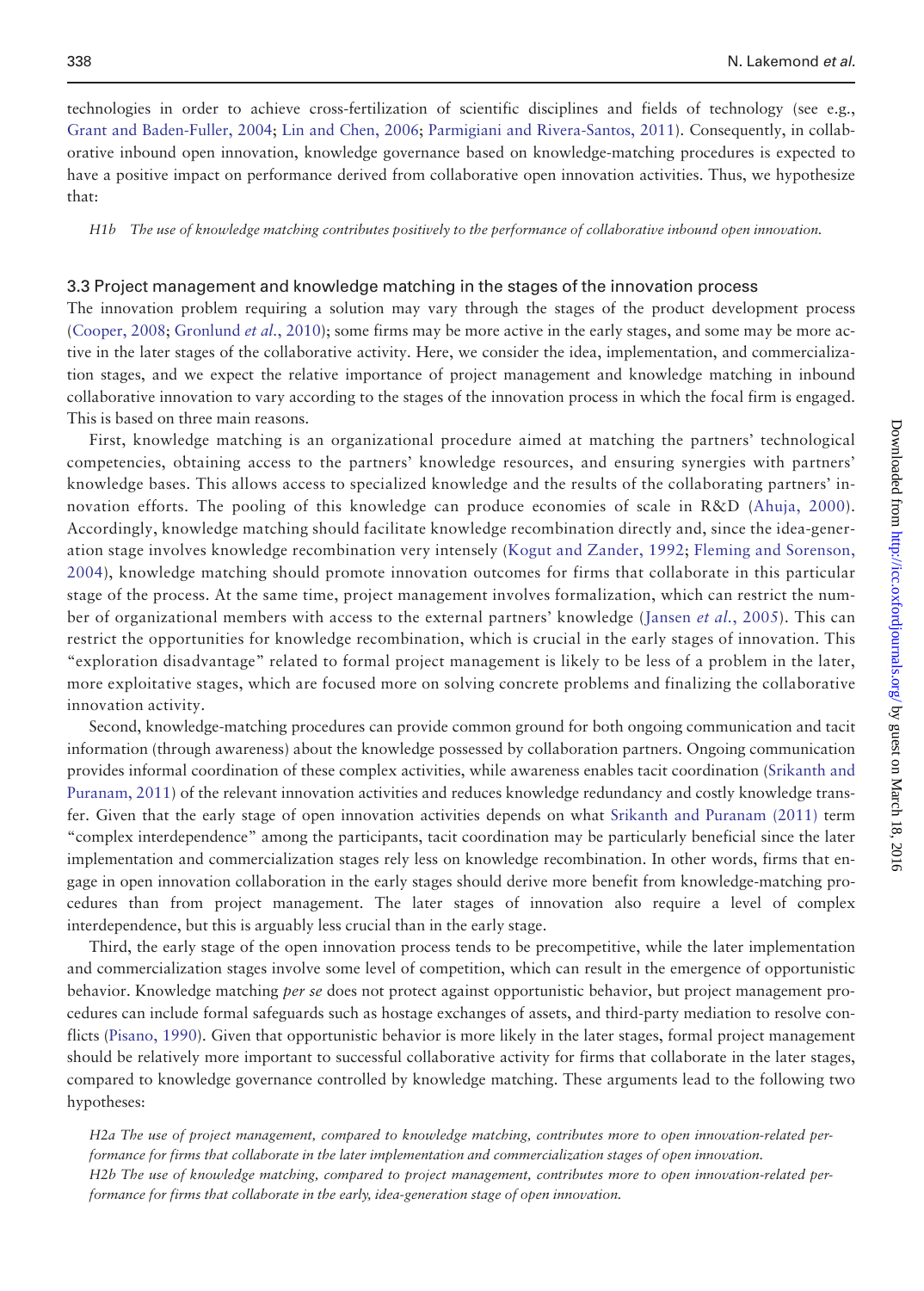technologies in order to achieve cross-fertilization of scientific disciplines and fields of technology (see e.g., Grant and Baden-Fuller, 2004; Lin and Chen, 2006; Parmigiani and Rivera-Santos, 2011). Consequently, in collaborative inbound open innovation, knowledge governance based on knowledge-matching procedures is expected to have a positive impact on performance derived from collaborative open innovation activities. Thus, we hypothesize that:

*H1b The use of knowledge matching contributes positively to the performance of collaborative inbound open innovation.*

### 3.3 Project management and knowledge matching in the stages of the innovation process

The innovation problem requiring a solution may vary through the stages of the product development process (Cooper, 2008; Gronlund *et al.*, 2010); some firms may be more active in the early stages, and some may be more active in the later stages of the collaborative activity. Here, we consider the idea, implementation, and commercialization stages, and we expect the relative importance of project management and knowledge matching in inbound collaborative innovation to vary according to the stages of the innovation process in which the focal firm is engaged. This is based on three main reasons.

First, knowledge matching is an organizational procedure aimed at matching the partners' technological competencies, obtaining access to the partners' knowledge resources, and ensuring synergies with partners' knowledge bases. This allows access to specialized knowledge and the results of the collaborating partners' innovation efforts. The pooling of this knowledge can produce economies of scale in R&D (Ahuja, 2000). Accordingly, knowledge matching should facilitate knowledge recombination directly and, since the idea-generation stage involves knowledge recombination very intensely (Kogut and Zander, 1992; Fleming and Sorenson, 2004), knowledge matching should promote innovation outcomes for firms that collaborate in this particular stage of the process. At the same time, project management involves formalization, which can restrict the number of organizational members with access to the external partners' knowledge (Jansen *et al.*, 2005). This can restrict the opportunities for knowledge recombination, which is crucial in the early stages of innovation. This "exploration disadvantage" related to formal project management is likely to be less of a problem in the later, more exploitative stages, which are focused more on solving concrete problems and finalizing the collaborative innovation activity.

Second, knowledge-matching procedures can provide common ground for both ongoing communication and tacit information (through awareness) about the knowledge possessed by collaboration partners. Ongoing communication provides informal coordination of these complex activities, while awareness enables tacit coordination (Srikanth and Puranam, 2011) of the relevant innovation activities and reduces knowledge redundancy and costly knowledge transfer. Given that the early stage of open innovation activities depends on what Srikanth and Puranam (2011) term "complex interdependence" among the participants, tacit coordination may be particularly beneficial since the later implementation and commercialization stages rely less on knowledge recombination. In other words, firms that engage in open innovation collaboration in the early stages should derive more benefit from knowledge-matching procedures than from project management. The later stages of innovation also require a level of complex interdependence, but this is arguably less crucial than in the early stage.

Third, the early stage of the open innovation process tends to be precompetitive, while the later implementation and commercialization stages involve some level of competition, which can result in the emergence of opportunistic behavior. Knowledge matching *per se* does not protect against opportunistic behavior, but project management procedures can include formal safeguards such as hostage exchanges of assets, and third-party mediation to resolve conflicts (Pisano, 1990). Given that opportunistic behavior is more likely in the later stages, formal project management should be relatively more important to successful collaborative activity for firms that collaborate in the later stages, compared to knowledge governance controlled by knowledge matching. These arguments lead to the following two hypotheses:

*H2a The use of project management, compared to knowledge matching, contributes more to open innovation-related performance for firms that collaborate in the later implementation and commercialization stages of open innovation.*

*H2b The use of knowledge matching, compared to project management, contributes more to open innovation-related performance for firms that collaborate in the early, idea-generation stage of open innovation.*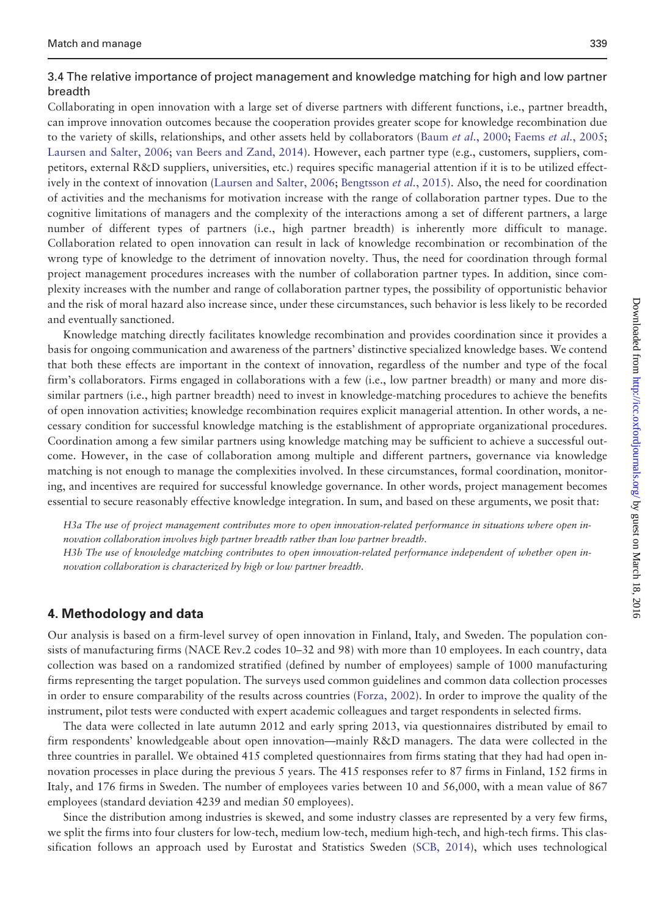### 3.4 The relative importance of project management and knowledge matching for high and low partner breadth

Collaborating in open innovation with a large set of diverse partners with different functions, i.e., partner breadth, can improve innovation outcomes because the cooperation provides greater scope for knowledge recombination due to the variety of skills, relationships, and other assets held by collaborators (Baum *et al.*, 2000; Faems *et al.*, 2005; Laursen and Salter, 2006; van Beers and Zand, 2014). However, each partner type (e.g., customers, suppliers, competitors, external R&D suppliers, universities, etc.) requires specific managerial attention if it is to be utilized effectively in the context of innovation (Laursen and Salter, 2006; Bengtsson *et al.*, 2015). Also, the need for coordination of activities and the mechanisms for motivation increase with the range of collaboration partner types. Due to the cognitive limitations of managers and the complexity of the interactions among a set of different partners, a large number of different types of partners (i.e., high partner breadth) is inherently more difficult to manage. Collaboration related to open innovation can result in lack of knowledge recombination or recombination of the wrong type of knowledge to the detriment of innovation novelty. Thus, the need for coordination through formal project management procedures increases with the number of collaboration partner types. In addition, since complexity increases with the number and range of collaboration partner types, the possibility of opportunistic behavior and the risk of moral hazard also increase since, under these circumstances, such behavior is less likely to be recorded and eventually sanctioned.

Knowledge matching directly facilitates knowledge recombination and provides coordination since it provides a basis for ongoing communication and awareness of the partners' distinctive specialized knowledge bases. We contend that both these effects are important in the context of innovation, regardless of the number and type of the focal firm's collaborators. Firms engaged in collaborations with a few (i.e., low partner breadth) or many and more dissimilar partners (i.e., high partner breadth) need to invest in knowledge-matching procedures to achieve the benefits of open innovation activities; knowledge recombination requires explicit managerial attention. In other words, a necessary condition for successful knowledge matching is the establishment of appropriate organizational procedures. Coordination among a few similar partners using knowledge matching may be sufficient to achieve a successful outcome. However, in the case of collaboration among multiple and different partners, governance via knowledge matching is not enough to manage the complexities involved. In these circumstances, formal coordination, monitoring, and incentives are required for successful knowledge governance. In other words, project management becomes essential to secure reasonably effective knowledge integration. In sum, and based on these arguments, we posit that:

*H3a The use of project management contributes more to open innovation-related performance in situations where open innovation collaboration involves high partner breadth rather than low partner breadth.*

*H3b The use of knowledge matching contributes to open innovation-related performance independent of whether open innovation collaboration is characterized by high or low partner breadth.*

## 4. Methodology and data

Our analysis is based on a firm-level survey of open innovation in Finland, Italy, and Sweden. The population consists of manufacturing firms (NACE Rev.2 codes 10–32 and 98) with more than 10 employees. In each country, data collection was based on a randomized stratified (defined by number of employees) sample of 1000 manufacturing firms representing the target population. The surveys used common guidelines and common data collection processes in order to ensure comparability of the results across countries (Forza, 2002). In order to improve the quality of the instrument, pilot tests were conducted with expert academic colleagues and target respondents in selected firms.

The data were collected in late autumn 2012 and early spring 2013, via questionnaires distributed by email to firm respondents' knowledgeable about open innovation—mainly R&D managers. The data were collected in the three countries in parallel. We obtained 415 completed questionnaires from firms stating that they had had open innovation processes in place during the previous 5 years. The 415 responses refer to 87 firms in Finland, 152 firms in Italy, and 176 firms in Sweden. The number of employees varies between 10 and 56,000, with a mean value of 867 employees (standard deviation 4239 and median 50 employees).

Since the distribution among industries is skewed, and some industry classes are represented by a very few firms, we split the firms into four clusters for low-tech, medium low-tech, medium high-tech, and high-tech firms. This classification follows an approach used by Eurostat and Statistics Sweden (SCB, 2014), which uses technological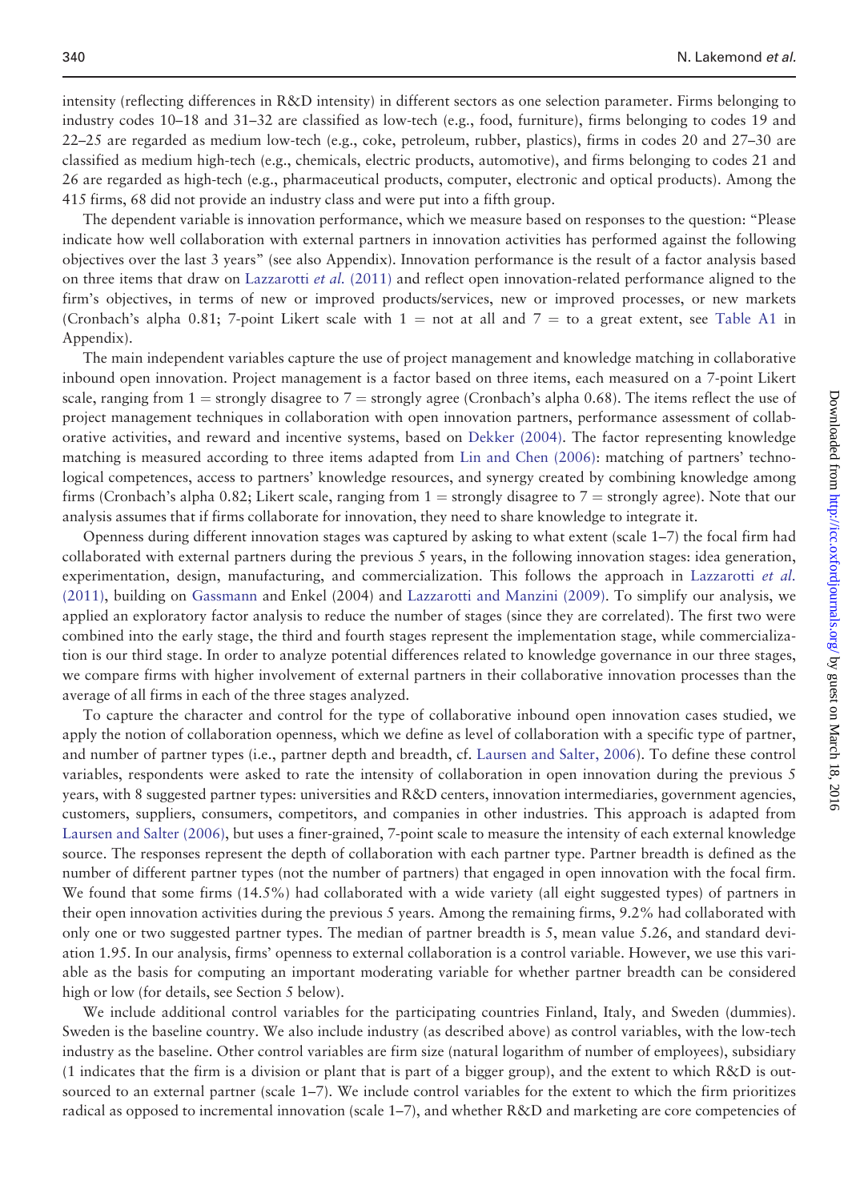intensity (reflecting differences in R&D intensity) in different sectors as one selection parameter. Firms belonging to industry codes 10–18 and 31–32 are classified as low-tech (e.g., food, furniture), firms belonging to codes 19 and 22–25 are regarded as medium low-tech (e.g., coke, petroleum, rubber, plastics), firms in codes 20 and 27–30 are classified as medium high-tech (e.g., chemicals, electric products, automotive), and firms belonging to codes 21 and 26 are regarded as high-tech (e.g., pharmaceutical products, computer, electronic and optical products). Among the 415 firms, 68 did not provide an industry class and were put into a fifth group.

The dependent variable is innovation performance, which we measure based on responses to the question: "Please indicate how well collaboration with external partners in innovation activities has performed against the following objectives over the last 3 years" (see also Appendix). Innovation performance is the result of a factor analysis based on three items that draw on Lazzarotti *et al.* (2011) and reflect open innovation-related performance aligned to the firm's objectives, in terms of new or improved products/services, new or improved processes, or new markets (Cronbach's alpha 0.81; 7-point Likert scale with 1 = not at all and 7 = to a great extent, see Table A1 in Appendix).

The main independent variables capture the use of project management and knowledge matching in collaborative inbound open innovation. Project management is a factor based on three items, each measured on a 7-point Likert scale, ranging from 1 = strongly disagree to 7 = strongly agree (Cronbach's alpha 0.68). The items reflect the use of project management techniques in collaboration with open innovation partners, performance assessment of collaborative activities, and reward and incentive systems, based on Dekker (2004). The factor representing knowledge matching is measured according to three items adapted from Lin and Chen (2006): matching of partners' technological competences, access to partners' knowledge resources, and synergy created by combining knowledge among firms (Cronbach's alpha 0.82; Likert scale, ranging from 1 = strongly disagree to 7 = strongly agree). Note that our analysis assumes that if firms collaborate for innovation, they need to share knowledge to integrate it.

Openness during different innovation stages was captured by asking to what extent (scale 1–7) the focal firm had collaborated with external partners during the previous 5 years, in the following innovation stages: idea generation, experimentation, design, manufacturing, and commercialization. This follows the approach in Lazzarotti *et al.* (2011), building on Gassmann and Enkel (2004) and Lazzarotti and Manzini (2009). To simplify our analysis, we applied an exploratory factor analysis to reduce the number of stages (since they are correlated). The first two were combined into the early stage, the third and fourth stages represent the implementation stage, while commercialization is our third stage. In order to analyze potential differences related to knowledge governance in our three stages, we compare firms with higher involvement of external partners in their collaborative innovation processes than the average of all firms in each of the three stages analyzed.

To capture the character and control for the type of collaborative inbound open innovation cases studied, we apply the notion of collaboration openness, which we define as level of collaboration with a specific type of partner, and number of partner types (i.e., partner depth and breadth, cf. Laursen and Salter, 2006). To define these control variables, respondents were asked to rate the intensity of collaboration in open innovation during the previous 5 years, with 8 suggested partner types: universities and R&D centers, innovation intermediaries, government agencies, customers, suppliers, consumers, competitors, and companies in other industries. This approach is adapted from Laursen and Salter (2006), but uses a finer-grained, 7-point scale to measure the intensity of each external knowledge source. The responses represent the depth of collaboration with each partner type. Partner breadth is defined as the number of different partner types (not the number of partners) that engaged in open innovation with the focal firm. We found that some firms (14.5%) had collaborated with a wide variety (all eight suggested types) of partners in their open innovation activities during the previous 5 years. Among the remaining firms, 9.2% had collaborated with only one or two suggested partner types. The median of partner breadth is 5, mean value 5.26, and standard deviation 1.95. In our analysis, firms' openness to external collaboration is a control variable. However, we use this variable as the basis for computing an important moderating variable for whether partner breadth can be considered high or low (for details, see Section 5 below).

We include additional control variables for the participating countries Finland, Italy, and Sweden (dummies). Sweden is the baseline country. We also include industry (as described above) as control variables, with the low-tech industry as the baseline. Other control variables are firm size (natural logarithm of number of employees), subsidiary (1 indicates that the firm is a division or plant that is part of a bigger group), and the extent to which R&D is outsourced to an external partner (scale 1–7). We include control variables for the extent to which the firm prioritizes radical as opposed to incremental innovation (scale 1–7), and whether R&D and marketing are core competencies of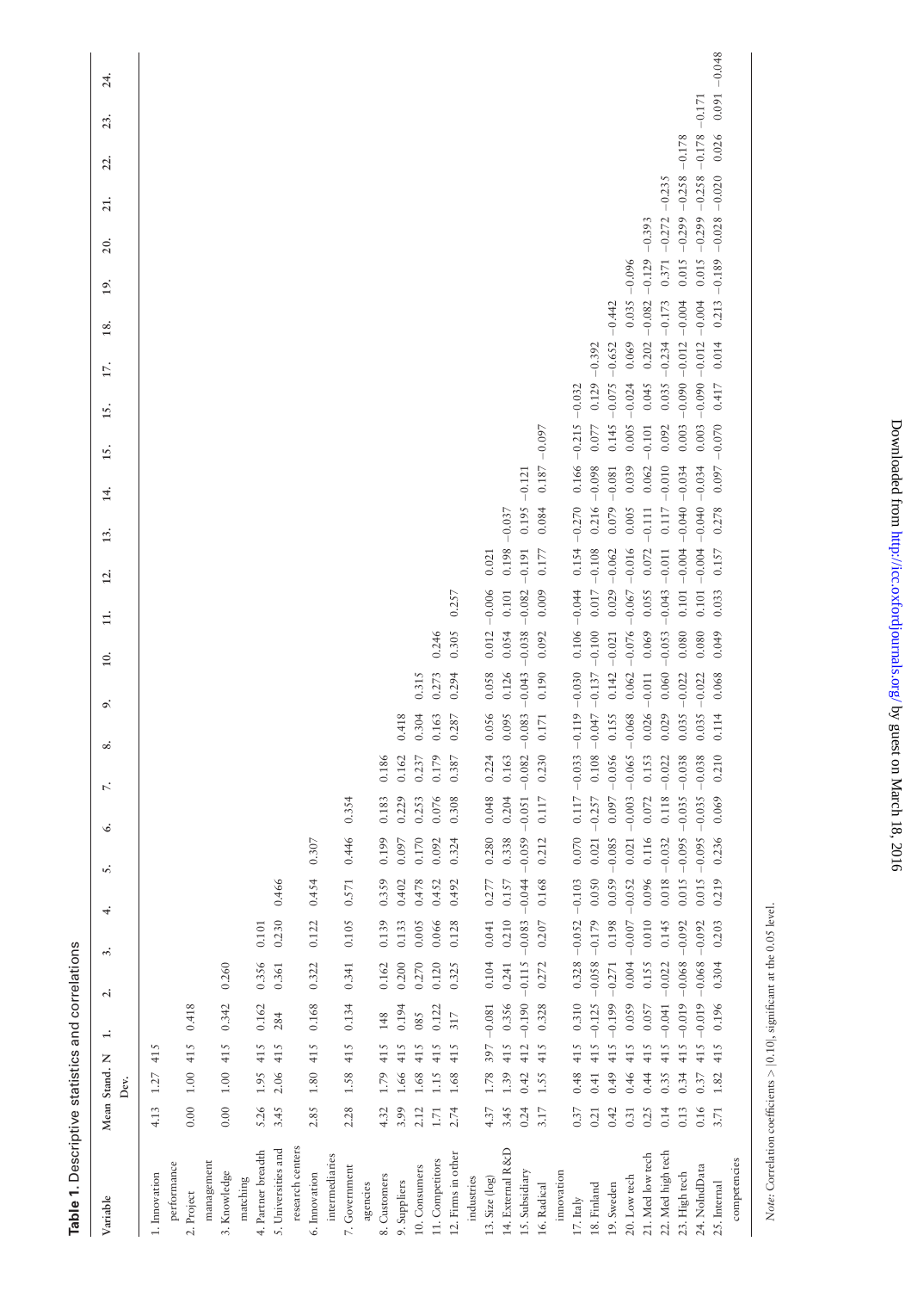**Table 1.** Descriptive statistics and correlations

| Variable | Mean | Stand. Dev. | N | 1. | 2. | 3. | 4. | 5. | 6. | 7. | 8. | 9. | 10. | 11. | 12. | 13. | 14. | 15. | 15. | 17. | 18. | 19. | 20. | 21. | 22. | 23. | 24. |
|---|---|---|---|---|---|---|---|---|---|---|---|---|---|---|---|---|---|---|---|---|---|---|---|---|---|---|---|
| 1. Innovation performance | 4.13 | 1.27 | 415 | | | | | | | | | | | | | | | | | | | | | | | | |
| 2. Project management | 0.00 | 1.00 | 415 | 0.418 | | | | | | | | | | | | | | | | | | | | | | | |
| 3. Knowledge matching | 0.00 | 1.00 | 415 | 0.342 | 0.260 | | | | | | | | | | | | | | | | | | | | | | |
| 4. Partner breadth | 5.26 | 1.95 | 415 | 0.162 | 0.356 | 0.101 | | | | | | | | | | | | | | | | | | | | | |
| 5. Universities and research centers | 3.45 | 2.06 | 415 | 284 | 0.361 | 0.230 | 0.466 | | | | | | | | | | | | | | | | | | | | |
| 6. Innovation intermediaries | 2.85 | 1.80 | 415 | 0.168 | 0.322 | 0.122 | 0.454 | 0.307 | | | | | | | | | | | | | | | | | | | |
| 7. Government agencies | 2.28 | 1.58 | 415 | 0.134 | 0.341 | 0.105 | 0.571 | 0.446 | 0.354 | | | | | | | | | | | | | | | | | | |
| 8. Customers | 4.32 | 1.79 | 415 | 148 | 0.162 | 0.139 | 0.359 | 0.199 | 0.183 | 0.186 | | | | | | | | | | | | | | | | | |
| 9. Suppliers | 3.99 | 1.66 | 415 | 0.194 | 0.200 | 0.133 | 0.402 | 0.097 | 0.229 | 0.162 | 0.418 | | | | | | | | | | | | | | | | |
| 10. Consumers | 2.12 | 1.68 | 415 | 085 | 0.270 | 0.005 | 0.478 | 0.170 | 0.253 | 0.237 | 0.304 | 0.315 | | | | | | | | | | | | | | | |
| 11. Competitors | 1.71 | 1.15 | 415 | 0.122 | 0.120 | 0.066 | 0.452 | 0.092 | 0.076 | 0.179 | 0.163 | 0.273 | 0.246 | | | | | | | | | | | | | | |
| 12. Firms in other industries | 2.74 | 1.68 | 415 | 317 | 0.325 | 0.128 | 0.492 | 0.324 | 0.308 | 0.387 | 0.287 | 0.294 | 0.305 | 0.257 | | | | | | | | | | | | | |
| 13. Size (log) | 4.37 | 1.78 | 397 | −0.081 | 0.104 | 0.041 | 0.277 | 0.280 | 0.048 | 0.224 | 0.056 | 0.058 | 0.012 | −0.006 | 0.021 | | | | | | | | | | | | |
| 14. External R&D | 3.45 | 1.39 | 415 | 0.356 | 0.241 | 0.210 | 0.157 | 0.338 | 0.204 | 0.163 | 0.095 | 0.126 | 0.054 | 0.101 | 0.198 | −0.037 | | | | | | | | | | | |
| 15. Subsidiary | 0.24 | 0.42 | 412 | −0.190 | −0.115 | −0.083 | −0.044 | −0.059 | −0.051 | −0.082 | −0.083 | −0.043 | −0.038 | −0.082 | −0.191 | 0.195 | −0.121 | | | | | | | | | | |
| 16. Radical innovation | 3.17 | 1.55 | 415 | 0.328 | 0.272 | 0.207 | 0.168 | 0.212 | 0.117 | 0.230 | 0.171 | 0.190 | 0.092 | 0.009 | 0.177 | 0.084 | 0.187 | −0.097 | | | | | | | | | |
| 17. Italy | 0.37 | 0.48 | 415 | 0.310 | 0.328 | −0.052 | −0.103 | 0.070 | 0.117 | −0.033 | −0.119 | −0.030 | 0.106 | −0.044 | 0.154 | −0.270 | 0.166 | −0.215 | −0.032 | | | | | | | | |
| 18. Finland | 0.21 | 0.41 | 415 | −0.125 | −0.058 | −0.179 | 0.050 | 0.021 | −0.257 | 0.108 | −0.047 | −0.137 | −0.100 | 0.017 | −0.108 | 0.216 | −0.098 | 0.077 | 0.129 | −0.392 | | | | | | | |
| 19. Sweden | 0.42 | 0.49 | 415 | −0.199 | −0.271 | 0.198 | 0.059 | −0.085 | 0.097 | −0.056 | 0.155 | 0.142 | −0.021 | 0.029 | −0.062 | 0.079 | −0.081 | 0.145 | −0.075 | −0.652 | −0.442 | | | | | | |
| 20. Low tech | 0.31 | 0.46 | 415 | 0.059 | 0.004 | −0.007 | −0.052 | 0.021 | −0.003 | −0.065 | −0.068 | 0.062 | −0.076 | −0.067 | −0.016 | 0.005 | 0.039 | 0.005 | −0.024 | 0.069 | 0.035 | −0.096 | | | | | |
| 21. Med low tech | 0.25 | 0.44 | 415 | 0.057 | 0.155 | 0.010 | 0.096 | 0.116 | 0.072 | 0.153 | 0.026 | −0.011 | 0.069 | 0.055 | 0.072 | −0.111 | 0.062 | −0.101 | 0.045 | 0.202 | −0.082 | −0.129 | −0.393 | | | | |
| 22. Med high tech | 0.14 | 0.35 | 415 | −0.041 | −0.022 | 0.145 | 0.018 | −0.032 | 0.118 | −0.022 | 0.029 | 0.060 | −0.053 | −0.043 | −0.011 | 0.117 | −0.010 | 0.092 | 0.035 | −0.234 | −0.173 | 0.371 | −0.272 | −0.235 | | | |
| 23. High tech | 0.13 | 0.34 | 415 | −0.019 | −0.068 | −0.092 | 0.015 | −0.095 | −0.035 | −0.038 | 0.035 | −0.022 | 0.080 | 0.101 | −0.004 | −0.040 | −0.034 | 0.003 | −0.090 | −0.012 | −0.004 | 0.015 | −0.299 | −0.258 | −0.178 | | |
| 24. NoIndData | 0.16 | 0.37 | 415 | −0.019 | −0.068 | −0.092 | 0.015 | −0.095 | −0.035 | −0.038 | 0.035 | −0.022 | 0.080 | 0.101 | −0.004 | −0.040 | −0.034 | 0.003 | −0.090 | −0.012 | −0.004 | 0.015 | −0.299 | −0.258 | −0.178 | −0.171 | |
| 25. Internal competencies | 3.71 | 1.82 | 415 | 0.196 | 0.304 | 0.203 | 0.219 | 0.236 | 0.069 | 0.210 | 0.114 | 0.068 | 0.049 | 0.033 | 0.157 | 0.278 | 0.097 | −0.070 | 0.417 | 0.014 | 0.213 | −0.189 | −0.028 | −0.020 | 0.026 | 0.091 | −0.048 |

*Note*: Correlation coefficients > |0.10|, significant at the 0.05 level.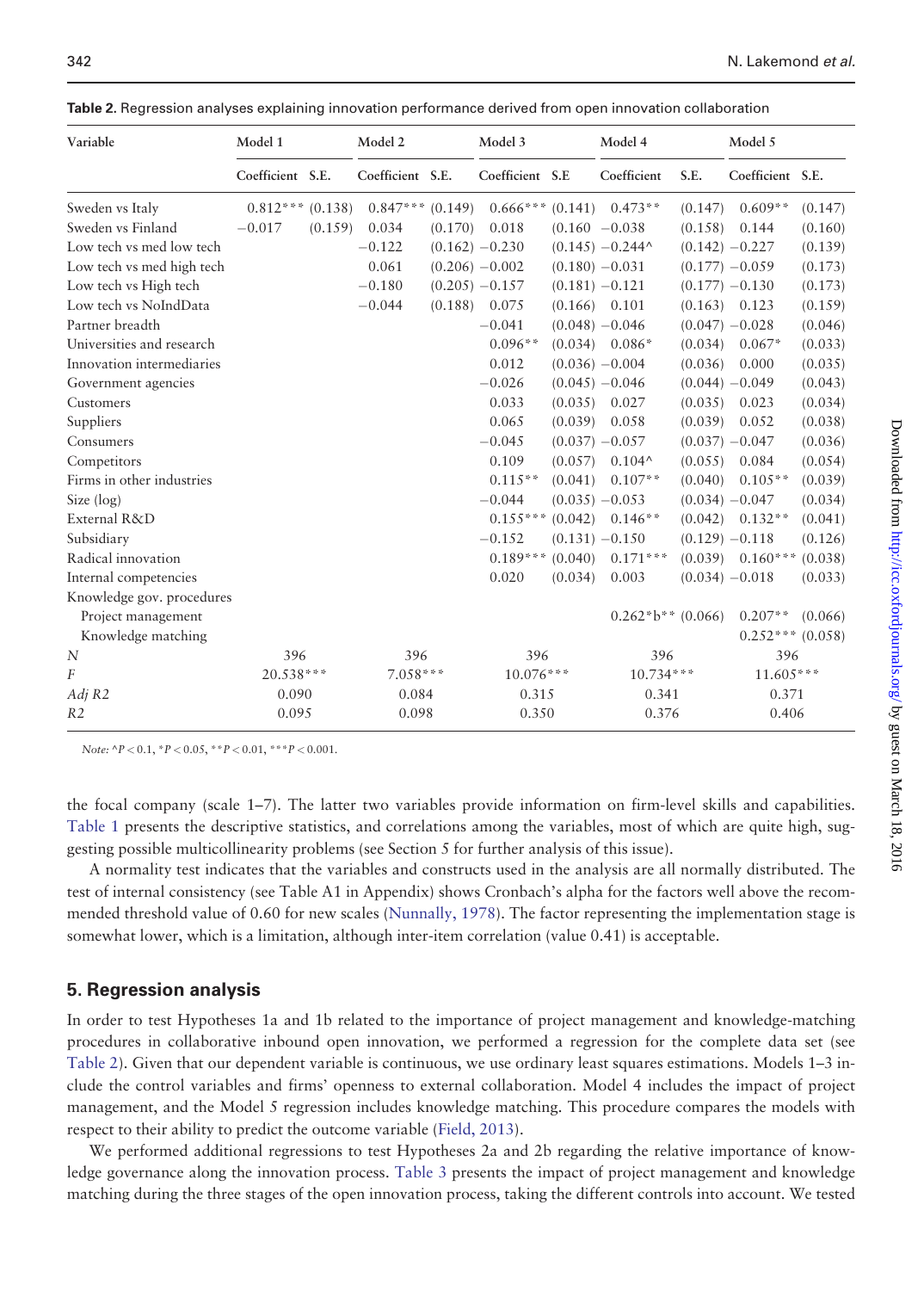**Table 2.** Regression analyses explaining innovation performance derived from open innovation collaboration

| Variable | Model 1 | | Model 2 | | Model 3 | | Model 4 | | Model 5 | |
|---|---|---|---|---|---|---|---|---|---|---|
| | Coefficient | S.E. | Coefficient | S.E. | Coefficient | S.E | Coefficient | S.E. | Coefficient | S.E. |
| Sweden vs Italy | 0.812*** | (0.138) | 0.847*** | (0.149) | 0.666*** | (0.141) | 0.473** | (0.147) | 0.609** | (0.147) |
| Sweden vs Finland | −0.017 | (0.159) | 0.034 | (0.170) | 0.018 | (0.160 | −0.038 | (0.158) | 0.144 | (0.160) |
| Low tech vs med low tech | | | −0.122 | (0.162) | −0.230 | (0.145) | −0.244^ | (0.142) | −0.227 | (0.139) |
| Low tech vs med high tech | | | 0.061 | (0.206) | −0.002 | (0.180) | −0.031 | (0.177) | −0.059 | (0.173) |
| Low tech vs High tech | | | −0.180 | (0.205) | −0.157 | (0.181) | −0.121 | (0.177) | −0.130 | (0.173) |
| Low tech vs NoIndData | | | −0.044 | (0.188) | 0.075 | (0.166) | 0.101 | (0.163) | 0.123 | (0.159) |
| Partner breadth | | | | | −0.041 | (0.048) | −0.046 | (0.047) | −0.028 | (0.046) |
| Universities and research | | | | | 0.096** | (0.034) | 0.086* | (0.034) | 0.067* | (0.033) |
| Innovation intermediaries | | | | | 0.012 | (0.036) | −0.004 | (0.036) | 0.000 | (0.035) |
| Government agencies | | | | | −0.026 | (0.045) | −0.046 | (0.044) | −0.049 | (0.043) |
| Customers | | | | | 0.033 | (0.035) | 0.027 | (0.035) | 0.023 | (0.034) |
| Suppliers | | | | | 0.065 | (0.039) | 0.058 | (0.039) | 0.052 | (0.038) |
| Consumers | | | | | −0.045 | (0.037) | −0.057 | (0.037) | −0.047 | (0.036) |
| Competitors | | | | | 0.109 | (0.057) | 0.104^ | (0.055) | 0.084 | (0.054) |
| Firms in other industries | | | | | 0.115** | (0.041) | 0.107** | (0.040) | 0.105** | (0.039) |
| Size (log) | | | | | −0.044 | (0.035) | −0.053 | (0.034) | −0.047 | (0.034) |
| External R&D | | | | | 0.155*** | (0.042) | 0.146** | (0.042) | 0.132** | (0.041) |
| Subsidiary | | | | | −0.152 | (0.131) | −0.150 | (0.129) | −0.118 | (0.126) |
| Radical innovation | | | | | 0.189*** | (0.040) | 0.171*** | (0.039) | 0.160*** | (0.038) |
| Internal competencies | | | | | 0.020 | (0.034) | 0.003 | (0.034) | −0.018 | (0.033) |
| Knowledge gov. procedures | | | | | | | | | | |
| Project management | | | | | | | 0.262*b** | (0.066) | 0.207** | (0.066) |
| Knowledge matching | | | | | | | | | 0.252*** | (0.058) |
| *N* | 396 | | 396 | | 396 | | 396 | | 396 | |
| *F* | 20.538*** | | 7.058*** | | 10.076*** | | 10.734*** | | 11.605*** | |
| *Adj R2* | 0.090 | | 0.084 | | 0.315 | | 0.341 | | 0.371 | |
| *R2* | 0.095 | | 0.098 | | 0.350 | | 0.376 | | 0.406 | |

*Note:* ^$P < 0.1$, *$P < 0.05$, **$P < 0.01$, ***$P < 0.001$.

the focal company (scale 1–7). The latter two variables provide information on firm-level skills and capabilities. Table 1 presents the descriptive statistics, and correlations among the variables, most of which are quite high, suggesting possible multicollinearity problems (see Section 5 for further analysis of this issue).

A normality test indicates that the variables and constructs used in the analysis are all normally distributed. The test of internal consistency (see Table A1 in Appendix) shows Cronbach's alpha for the factors well above the recommended threshold value of 0.60 for new scales (Nunnally, 1978). The factor representing the implementation stage is somewhat lower, which is a limitation, although inter-item correlation (value 0.41) is acceptable.

## 5. Regression analysis

In order to test Hypotheses 1a and 1b related to the importance of project management and knowledge-matching procedures in collaborative inbound open innovation, we performed a regression for the complete data set (see Table 2). Given that our dependent variable is continuous, we use ordinary least squares estimations. Models 1–3 include the control variables and firms' openness to external collaboration. Model 4 includes the impact of project management, and the Model 5 regression includes knowledge matching. This procedure compares the models with respect to their ability to predict the outcome variable (Field, 2013).

We performed additional regressions to test Hypotheses 2a and 2b regarding the relative importance of knowledge governance along the innovation process. Table 3 presents the impact of project management and knowledge matching during the three stages of the open innovation process, taking the different controls into account. We tested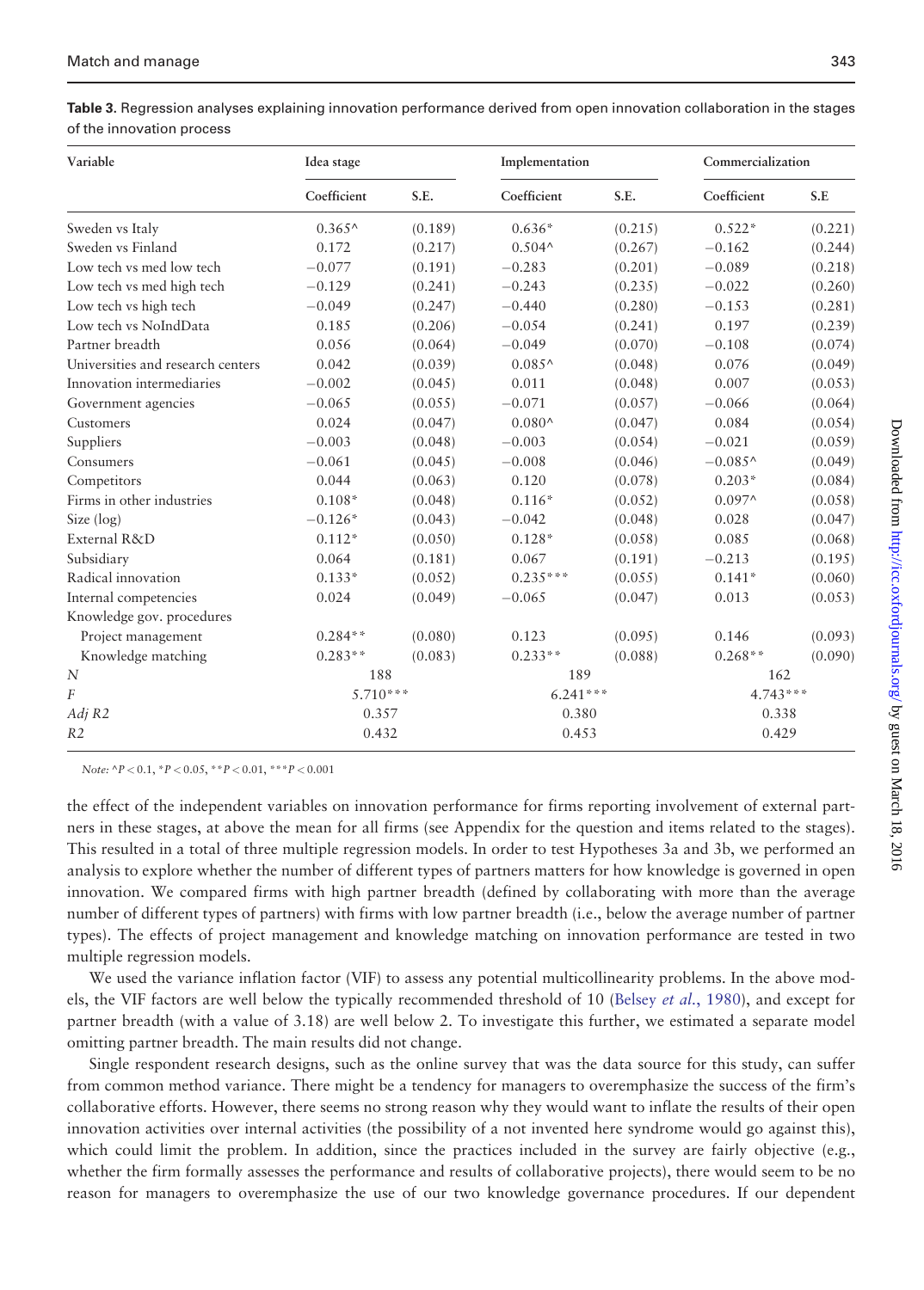**Table 3.** Regression analyses explaining innovation performance derived from open innovation collaboration in the stages of the innovation process

| Variable | Idea stage | | Implementation | | Commercialization | |
|---|---|---|---|---|---|---|
| | Coefficient | S.E. | Coefficient | S.E. | Coefficient | S.E |
| Sweden vs Italy | 0.365^ | (0.189) | 0.636* | (0.215) | 0.522* | (0.221) |
| Sweden vs Finland | 0.172 | (0.217) | 0.504^ | (0.267) | −0.162 | (0.244) |
| Low tech vs med low tech | −0.077 | (0.191) | −0.283 | (0.201) | −0.089 | (0.218) |
| Low tech vs med high tech | −0.129 | (0.241) | −0.243 | (0.235) | −0.022 | (0.260) |
| Low tech vs high tech | −0.049 | (0.247) | −0.440 | (0.280) | −0.153 | (0.281) |
| Low tech vs NoIndData | 0.185 | (0.206) | −0.054 | (0.241) | 0.197 | (0.239) |
| Partner breadth | 0.056 | (0.064) | −0.049 | (0.070) | −0.108 | (0.074) |
| Universities and research centers | 0.042 | (0.039) | 0.085^ | (0.048) | 0.076 | (0.049) |
| Innovation intermediaries | −0.002 | (0.045) | 0.011 | (0.048) | 0.007 | (0.053) |
| Government agencies | −0.065 | (0.055) | −0.071 | (0.057) | −0.066 | (0.064) |
| Customers | 0.024 | (0.047) | 0.080^ | (0.047) | 0.084 | (0.054) |
| Suppliers | −0.003 | (0.048) | −0.003 | (0.054) | −0.021 | (0.059) |
| Consumers | −0.061 | (0.045) | −0.008 | (0.046) | −0.085^ | (0.049) |
| Competitors | 0.044 | (0.063) | 0.120 | (0.078) | 0.203* | (0.084) |
| Firms in other industries | 0.108* | (0.048) | 0.116* | (0.052) | 0.097^ | (0.058) |
| Size (log) | −0.126* | (0.043) | −0.042 | (0.048) | 0.028 | (0.047) |
| External R&D | 0.112* | (0.050) | 0.128* | (0.058) | 0.085 | (0.068) |
| Subsidiary | 0.064 | (0.181) | 0.067 | (0.191) | −0.213 | (0.195) |
| Radical innovation | 0.133* | (0.052) | 0.235*** | (0.055) | 0.141* | (0.060) |
| Internal competencies | 0.024 | (0.049) | −0.065 | (0.047) | 0.013 | (0.053) |
| Knowledge gov. procedures | | | | | | |
| Project management | 0.284** | (0.080) | 0.123 | (0.095) | 0.146 | (0.093) |
| Knowledge matching | 0.283** | (0.083) | 0.233** | (0.088) | 0.268** | (0.090) |
| *N* | 188 | | 189 | | 162 | |
| *F* | 5.710*** | | 6.241*** | | 4.743*** | |
| *Adj R2* | 0.357 | | 0.380 | | 0.338 | |
| *R2* | 0.432 | | 0.453 | | 0.429 | |

*Note:* ^$P < 0.1$, *$P < 0.05$, **$P < 0.01$, ***$P < 0.001$

the effect of the independent variables on innovation performance for firms reporting involvement of external partners in these stages, at above the mean for all firms (see Appendix for the question and items related to the stages). This resulted in a total of three multiple regression models. In order to test Hypotheses 3a and 3b, we performed an analysis to explore whether the number of different types of partners matters for how knowledge is governed in open innovation. We compared firms with high partner breadth (defined by collaborating with more than the average number of different types of partners) with firms with low partner breadth (i.e., below the average number of partner types). The effects of project management and knowledge matching on innovation performance are tested in two multiple regression models.

We used the variance inflation factor (VIF) to assess any potential multicollinearity problems. In the above models, the VIF factors are well below the typically recommended threshold of 10 (Belsey *et al.*, 1980), and except for partner breadth (with a value of 3.18) are well below 2. To investigate this further, we estimated a separate model omitting partner breadth. The main results did not change.

Single respondent research designs, such as the online survey that was the data source for this study, can suffer from common method variance. There might be a tendency for managers to overemphasize the success of the firm's collaborative efforts. However, there seems no strong reason why they would want to inflate the results of their open innovation activities over internal activities (the possibility of a not invented here syndrome would go against this), which could limit the problem. In addition, since the practices included in the survey are fairly objective (e.g., whether the firm formally assesses the performance and results of collaborative projects), there would seem to be no reason for managers to overemphasize the use of our two knowledge governance procedures. If our dependent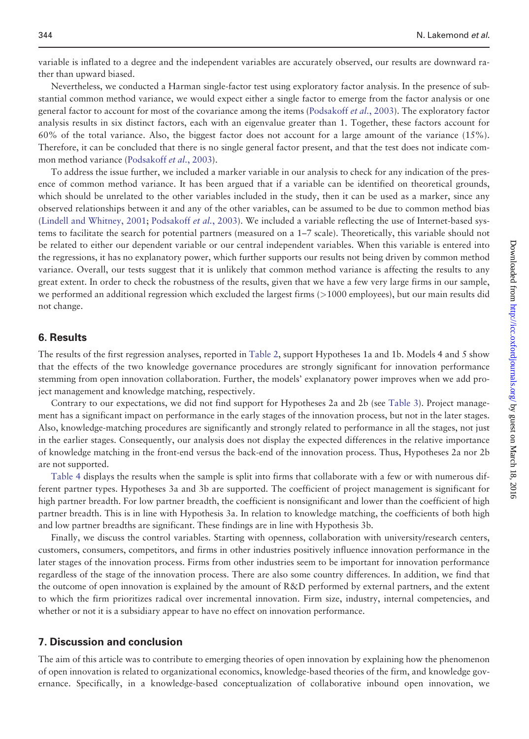variable is inflated to a degree and the independent variables are accurately observed, our results are downward rather than upward biased.

Nevertheless, we conducted a Harman single-factor test using exploratory factor analysis. In the presence of substantial common method variance, we would expect either a single factor to emerge from the factor analysis or one general factor to account for most of the covariance among the items (Podsakoff *et al.*, 2003). The exploratory factor analysis results in six distinct factors, each with an eigenvalue greater than 1. Together, these factors account for 60% of the total variance. Also, the biggest factor does not account for a large amount of the variance (15%). Therefore, it can be concluded that there is no single general factor present, and that the test does not indicate common method variance (Podsakoff *et al.*, 2003).

To address the issue further, we included a marker variable in our analysis to check for any indication of the presence of common method variance. It has been argued that if a variable can be identified on theoretical grounds, which should be unrelated to the other variables included in the study, then it can be used as a marker, since any observed relationships between it and any of the other variables, can be assumed to be due to common method bias (Lindell and Whitney, 2001; Podsakoff *et al.*, 2003). We included a variable reflecting the use of Internet-based systems to facilitate the search for potential partners (measured on a 1–7 scale). Theoretically, this variable should not be related to either our dependent variable or our central independent variables. When this variable is entered into the regressions, it has no explanatory power, which further supports our results not being driven by common method variance. Overall, our tests suggest that it is unlikely that common method variance is affecting the results to any great extent. In order to check the robustness of the results, given that we have a few very large firms in our sample, we performed an additional regression which excluded the largest firms (>1000 employees), but our main results did not change.

## 6. Results

The results of the first regression analyses, reported in Table 2, support Hypotheses 1a and 1b. Models 4 and 5 show that the effects of the two knowledge governance procedures are strongly significant for innovation performance stemming from open innovation collaboration. Further, the models' explanatory power improves when we add project management and knowledge matching, respectively.

Contrary to our expectations, we did not find support for Hypotheses 2a and 2b (see Table 3). Project management has a significant impact on performance in the early stages of the innovation process, but not in the later stages. Also, knowledge-matching procedures are significantly and strongly related to performance in all the stages, not just in the earlier stages. Consequently, our analysis does not display the expected differences in the relative importance of knowledge matching in the front-end versus the back-end of the innovation process. Thus, Hypotheses 2a nor 2b are not supported.

Table 4 displays the results when the sample is split into firms that collaborate with a few or with numerous different partner types. Hypotheses 3a and 3b are supported. The coefficient of project management is significant for high partner breadth. For low partner breadth, the coefficient is nonsignificant and lower than the coefficient of high partner breadth. This is in line with Hypothesis 3a. In relation to knowledge matching, the coefficients of both high and low partner breadths are significant. These findings are in line with Hypothesis 3b.

Finally, we discuss the control variables. Starting with openness, collaboration with university/research centers, customers, consumers, competitors, and firms in other industries positively influence innovation performance in the later stages of the innovation process. Firms from other industries seem to be important for innovation performance regardless of the stage of the innovation process. There are also some country differences. In addition, we find that the outcome of open innovation is explained by the amount of R&D performed by external partners, and the extent to which the firm prioritizes radical over incremental innovation. Firm size, industry, internal competencies, and whether or not it is a subsidiary appear to have no effect on innovation performance.

## 7. Discussion and conclusion

The aim of this article was to contribute to emerging theories of open innovation by explaining how the phenomenon of open innovation is related to organizational economics, knowledge-based theories of the firm, and knowledge governance. Specifically, in a knowledge-based conceptualization of collaborative inbound open innovation, we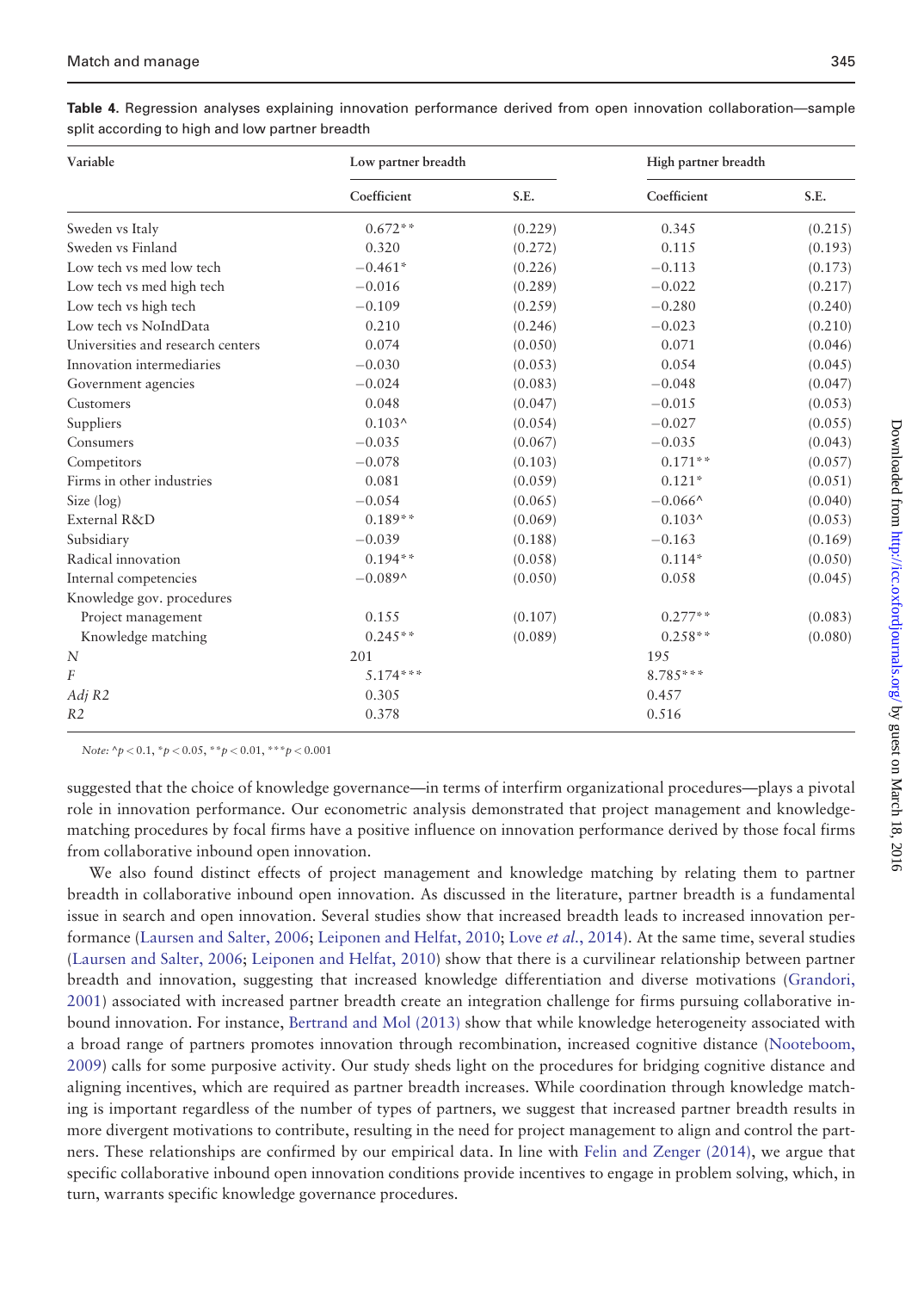**Table 4.** Regression analyses explaining innovation performance derived from open innovation collaboration—sample split according to high and low partner breadth

| Variable | Low partner breadth | | High partner breadth | |
|---|---|---|---|---|
| | Coefficient | S.E. | Coefficient | S.E. |
| Sweden vs Italy | 0.672** | (0.229) | 0.345 | (0.215) |
| Sweden vs Finland | 0.320 | (0.272) | 0.115 | (0.193) |
| Low tech vs med low tech | −0.461* | (0.226) | −0.113 | (0.173) |
| Low tech vs med high tech | −0.016 | (0.289) | −0.022 | (0.217) |
| Low tech vs high tech | −0.109 | (0.259) | −0.280 | (0.240) |
| Low tech vs NoIndData | 0.210 | (0.246) | −0.023 | (0.210) |
| Universities and research centers | 0.074 | (0.050) | 0.071 | (0.046) |
| Innovation intermediaries | −0.030 | (0.053) | 0.054 | (0.045) |
| Government agencies | −0.024 | (0.083) | −0.048 | (0.047) |
| Customers | 0.048 | (0.047) | −0.015 | (0.053) |
| Suppliers | 0.103^ | (0.054) | −0.027 | (0.055) |
| Consumers | −0.035 | (0.067) | −0.035 | (0.043) |
| Competitors | −0.078 | (0.103) | 0.171** | (0.057) |
| Firms in other industries | 0.081 | (0.059) | 0.121* | (0.051) |
| Size (log) | −0.054 | (0.065) | −0.066^ | (0.040) |
| External R&D | 0.189** | (0.069) | 0.103^ | (0.053) |
| Subsidiary | −0.039 | (0.188) | −0.163 | (0.169) |
| Radical innovation | 0.194** | (0.058) | 0.114* | (0.050) |
| Internal competencies | −0.089^ | (0.050) | 0.058 | (0.045) |
| Knowledge gov. procedures | | | | |
| Project management | 0.155 | (0.107) | 0.277** | (0.083) |
| Knowledge matching | 0.245** | (0.089) | 0.258** | (0.080) |
| *N* | 201 | | 195 | |
| *F* | 5.174*** | | 8.785*** | |
| *Adj R2* | 0.305 | | 0.457 | |
| *R2* | 0.378 | | 0.516 | |

*Note:* ^$p < 0.1$, *$p < 0.05$, **$p < 0.01$, ***$p < 0.001$

suggested that the choice of knowledge governance—in terms of interfirm organizational procedures—plays a pivotal role in innovation performance. Our econometric analysis demonstrated that project management and knowledge-matching procedures by focal firms have a positive influence on innovation performance derived by those focal firms from collaborative inbound open innovation.

We also found distinct effects of project management and knowledge matching by relating them to partner breadth in collaborative inbound open innovation. As discussed in the literature, partner breadth is a fundamental issue in search and open innovation. Several studies show that increased breadth leads to increased innovation performance (Laursen and Salter, 2006; Leiponen and Helfat, 2010; Love *et al.*, 2014). At the same time, several studies (Laursen and Salter, 2006; Leiponen and Helfat, 2010) show that there is a curvilinear relationship between partner breadth and innovation, suggesting that increased knowledge differentiation and diverse motivations (Grandori, 2001) associated with increased partner breadth create an integration challenge for firms pursuing collaborative inbound innovation. For instance, Bertrand and Mol (2013) show that while knowledge heterogeneity associated with a broad range of partners promotes innovation through recombination, increased cognitive distance (Nooteboom, 2009) calls for some purposive activity. Our study sheds light on the procedures for bridging cognitive distance and aligning incentives, which are required as partner breadth increases. While coordination through knowledge matching is important regardless of the number of types of partners, we suggest that increased partner breadth results in more divergent motivations to contribute, resulting in the need for project management to align and control the partners. These relationships are confirmed by our empirical data. In line with Felin and Zenger (2014), we argue that specific collaborative inbound open innovation conditions provide incentives to engage in problem solving, which, in turn, warrants specific knowledge governance procedures.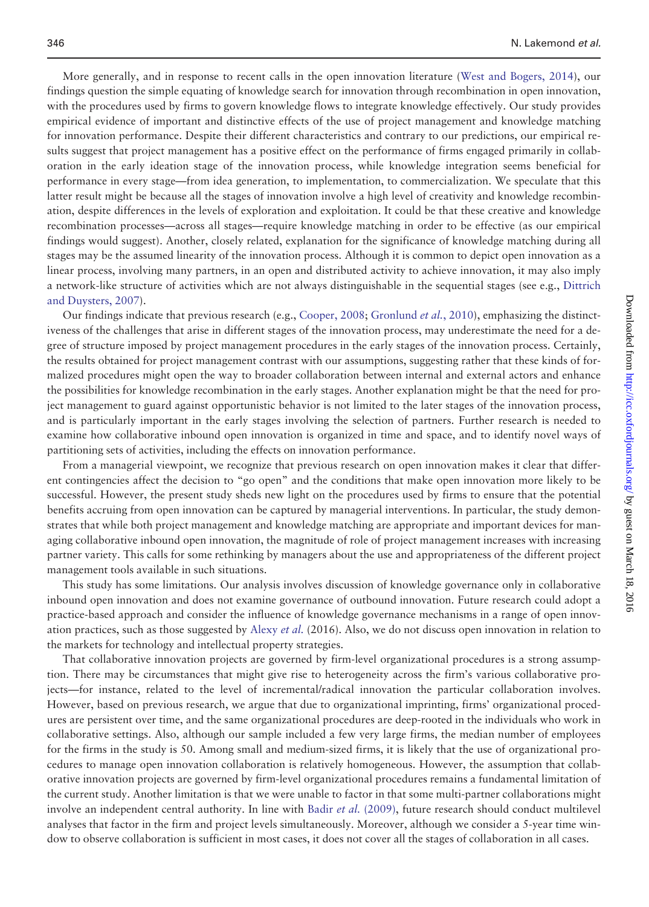More generally, and in response to recent calls in the open innovation literature (West and Bogers, 2014), our findings question the simple equating of knowledge search for innovation through recombination in open innovation, with the procedures used by firms to govern knowledge flows to integrate knowledge effectively. Our study provides empirical evidence of important and distinctive effects of the use of project management and knowledge matching for innovation performance. Despite their different characteristics and contrary to our predictions, our empirical results suggest that project management has a positive effect on the performance of firms engaged primarily in collaboration in the early ideation stage of the innovation process, while knowledge integration seems beneficial for performance in every stage—from idea generation, to implementation, to commercialization. We speculate that this latter result might be because all the stages of innovation involve a high level of creativity and knowledge recombination, despite differences in the levels of exploration and exploitation. It could be that these creative and knowledge recombination processes—across all stages—require knowledge matching in order to be effective (as our empirical findings would suggest). Another, closely related, explanation for the significance of knowledge matching during all stages may be the assumed linearity of the innovation process. Although it is common to depict open innovation as a linear process, involving many partners, in an open and distributed activity to achieve innovation, it may also imply a network-like structure of activities which are not always distinguishable in the sequential stages (see e.g., Dittrich and Duysters, 2007).

Our findings indicate that previous research (e.g., Cooper, 2008; Gronlund *et al.*, 2010), emphasizing the distinctiveness of the challenges that arise in different stages of the innovation process, may underestimate the need for a degree of structure imposed by project management procedures in the early stages of the innovation process. Certainly, the results obtained for project management contrast with our assumptions, suggesting rather that these kinds of formalized procedures might open the way to broader collaboration between internal and external actors and enhance the possibilities for knowledge recombination in the early stages. Another explanation might be that the need for project management to guard against opportunistic behavior is not limited to the later stages of the innovation process, and is particularly important in the early stages involving the selection of partners. Further research is needed to examine how collaborative inbound open innovation is organized in time and space, and to identify novel ways of partitioning sets of activities, including the effects on innovation performance.

From a managerial viewpoint, we recognize that previous research on open innovation makes it clear that different contingencies affect the decision to "go open" and the conditions that make open innovation more likely to be successful. However, the present study sheds new light on the procedures used by firms to ensure that the potential benefits accruing from open innovation can be captured by managerial interventions. In particular, the study demonstrates that while both project management and knowledge matching are appropriate and important devices for managing collaborative inbound open innovation, the magnitude of role of project management increases with increasing partner variety. This calls for some rethinking by managers about the use and appropriateness of the different project management tools available in such situations.

This study has some limitations. Our analysis involves discussion of knowledge governance only in collaborative inbound open innovation and does not examine governance of outbound innovation. Future research could adopt a practice-based approach and consider the influence of knowledge governance mechanisms in a range of open innovation practices, such as those suggested by Alexy *et al.* (2016). Also, we do not discuss open innovation in relation to the markets for technology and intellectual property strategies.

That collaborative innovation projects are governed by firm-level organizational procedures is a strong assumption. There may be circumstances that might give rise to heterogeneity across the firm's various collaborative projects—for instance, related to the level of incremental/radical innovation the particular collaboration involves. However, based on previous research, we argue that due to organizational imprinting, firms' organizational procedures are persistent over time, and the same organizational procedures are deep-rooted in the individuals who work in collaborative settings. Also, although our sample included a few very large firms, the median number of employees for the firms in the study is 50. Among small and medium-sized firms, it is likely that the use of organizational procedures to manage open innovation collaboration is relatively homogeneous. However, the assumption that collaborative innovation projects are governed by firm-level organizational procedures remains a fundamental limitation of the current study. Another limitation is that we were unable to factor in that some multi-partner collaborations might involve an independent central authority. In line with Badir *et al.* (2009), future research should conduct multilevel analyses that factor in the firm and project levels simultaneously. Moreover, although we consider a 5-year time window to observe collaboration is sufficient in most cases, it does not cover all the stages of collaboration in all cases.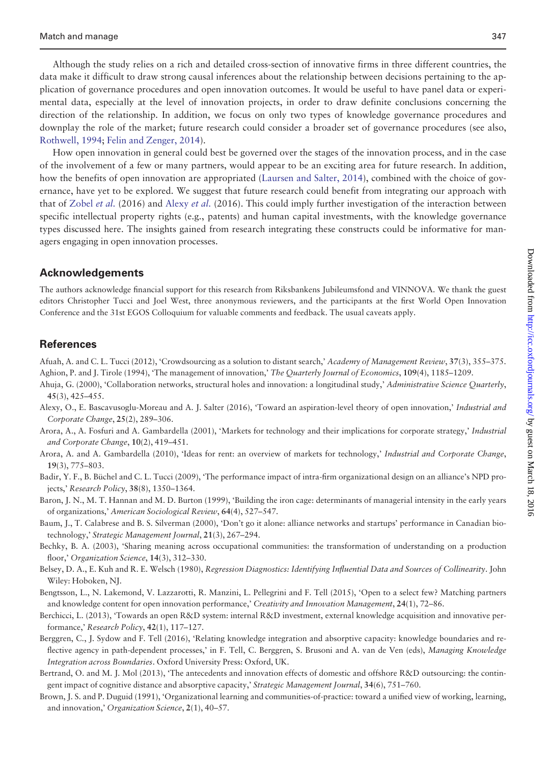Although the study relies on a rich and detailed cross-section of innovative firms in three different countries, the data make it difficult to draw strong causal inferences about the relationship between decisions pertaining to the application of governance procedures and open innovation outcomes. It would be useful to have panel data or experimental data, especially at the level of innovation projects, in order to draw definite conclusions concerning the direction of the relationship. In addition, we focus on only two types of knowledge governance procedures and downplay the role of the market; future research could consider a broader set of governance procedures (see also, Rothwell, 1994; Felin and Zenger, 2014).

How open innovation in general could best be governed over the stages of the innovation process, and in the case of the involvement of a few or many partners, would appear to be an exciting area for future research. In addition, how the benefits of open innovation are appropriated (Laursen and Salter, 2014), combined with the choice of governance, have yet to be explored. We suggest that future research could benefit from integrating our approach with that of Zobel *et al.* (2016) and Alexy *et al.* (2016). This could imply further investigation of the interaction between specific intellectual property rights (e.g., patents) and human capital investments, with the knowledge governance types discussed here. The insights gained from research integrating these constructs could be informative for managers engaging in open innovation processes.

## Acknowledgements

The authors acknowledge financial support for this research from Riksbankens Jubileumsfond and VINNOVA. We thank the guest editors Christopher Tucci and Joel West, three anonymous reviewers, and the participants at the first World Open Innovation Conference and the 31st EGOS Colloquium for valuable comments and feedback. The usual caveats apply.

## References

Afuah, A. and C. L. Tucci (2012), 'Crowdsourcing as a solution to distant search,' *Academy of Management Review*, **37**(3), 355–375.

Aghion, P. and J. Tirole (1994), 'The management of innovation,' *The Quarterly Journal of Economics*, **109**(4), 1185–1209.

Ahuja, G. (2000), 'Collaboration networks, structural holes and innovation: a longitudinal study,' *Administrative Science Quarterly*, **45**(3), 425–455.

Alexy, O., E. Bascavusoglu-Moreau and A. J. Salter (2016), 'Toward an aspiration-level theory of open innovation,' *Industrial and Corporate Change*, **25**(2), 289–306.

Arora, A., A. Fosfuri and A. Gambardella (2001), 'Markets for technology and their implications for corporate strategy,' *Industrial and Corporate Change*, **10**(2), 419–451.

Arora, A. and A. Gambardella (2010), 'Ideas for rent: an overview of markets for technology,' *Industrial and Corporate Change*, **19**(3), 775–803.

Badir, Y. F., B. Büchel and C. L. Tucci (2009), 'The performance impact of intra-firm organizational design on an alliance's NPD projects,' *Research Policy*, **38**(8), 1350–1364.

Baron, J. N., M. T. Hannan and M. D. Burton (1999), 'Building the iron cage: determinants of managerial intensity in the early years of organizations,' *American Sociological Review*, **64**(4), 527–547.

Baum, J., T. Calabrese and B. S. Silverman (2000), 'Don't go it alone: alliance networks and startups' performance in Canadian biotechnology,' *Strategic Management Journal*, **21**(3), 267–294.

Bechky, B. A. (2003), 'Sharing meaning across occupational communities: the transformation of understanding on a production floor,' *Organization Science*, **14**(3), 312–330.

Belsey, D. A., E. Kuh and R. E. Welsch (1980), *Regression Diagnostics: Identifying Influential Data and Sources of Collinearity*. John Wiley: Hoboken, NJ.

Bengtsson, L., N. Lakemond, V. Lazzarotti, R. Manzini, L. Pellegrini and F. Tell (2015), 'Open to a select few? Matching partners and knowledge content for open innovation performance,' *Creativity and Innovation Management*, **24**(1), 72–86.

Berchicci, L. (2013), 'Towards an open R&D system: internal R&D investment, external knowledge acquisition and innovative performance,' *Research Policy*, **42**(1), 117–127.

Berggren, C., J. Sydow and F. Tell (2016), 'Relating knowledge integration and absorptive capacity: knowledge boundaries and reflective agency in path-dependent processes,' in F. Tell, C. Berggren, S. Brusoni and A. van de Ven (eds), *Managing Knowledge Integration across Boundaries*. Oxford University Press: Oxford, UK.

Bertrand, O. and M. J. Mol (2013), 'The antecedents and innovation effects of domestic and offshore R&D outsourcing: the contingent impact of cognitive distance and absorptive capacity,' *Strategic Management Journal*, **34**(6), 751–760.

Brown, J. S. and P. Duguid (1991), 'Organizational learning and communities-of-practice: toward a unified view of working, learning, and innovation,' *Organization Science*, **2**(1), 40–57.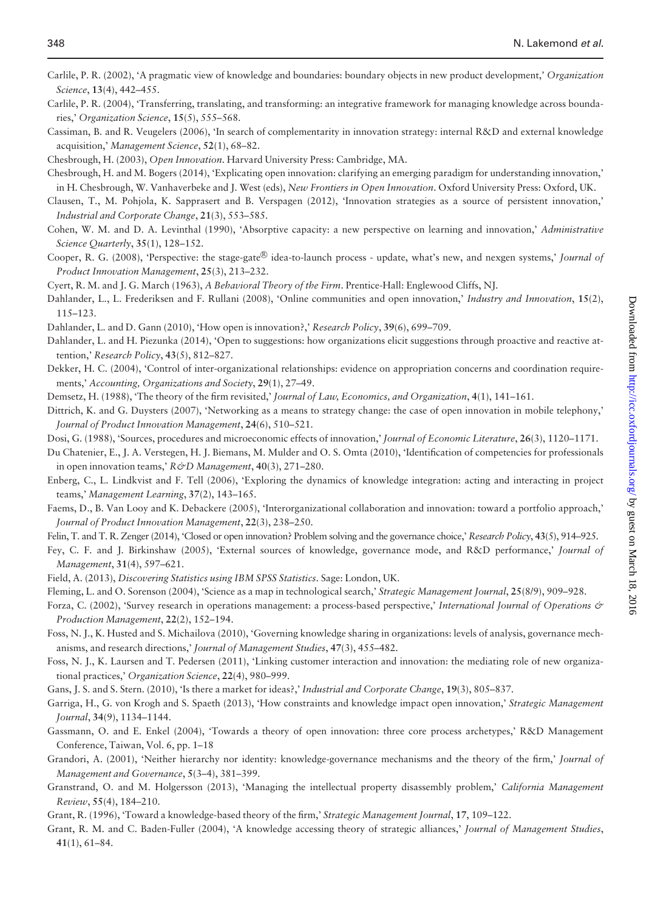Carlile, P. R. (2002), 'A pragmatic view of knowledge and boundaries: boundary objects in new product development,' *Organization Science*, **13**(4), 442–455.

Carlile, P. R. (2004), 'Transferring, translating, and transforming: an integrative framework for managing knowledge across boundaries,' *Organization Science*, **15**(5), 555–568.

Cassiman, B. and R. Veugelers (2006), 'In search of complementarity in innovation strategy: internal R&D and external knowledge acquisition,' *Management Science*, **52**(1), 68–82.

Chesbrough, H. (2003), *Open Innovation*. Harvard University Press: Cambridge, MA.

Chesbrough, H. and M. Bogers (2014), 'Explicating open innovation: clarifying an emerging paradigm for understanding innovation,' in H. Chesbrough, W. Vanhaverbeke and J. West (eds), *New Frontiers in Open Innovation*. Oxford University Press: Oxford, UK.

Clausen, T., M. Pohjola, K. Sapprasert and B. Verspagen (2012), 'Innovation strategies as a source of persistent innovation,' *Industrial and Corporate Change*, **21**(3), 553–585.

Cohen, W. M. and D. A. Levinthal (1990), 'Absorptive capacity: a new perspective on learning and innovation,' *Administrative Science Quarterly*, **35**(1), 128–152.

Cooper, R. G. (2008), 'Perspective: the stage-gate® idea-to-launch process - update, what's new, and nexgen systems,' *Journal of Product Innovation Management*, **25**(3), 213–232.

Cyert, R. M. and J. G. March (1963), *A Behavioral Theory of the Firm*. Prentice-Hall: Englewood Cliffs, NJ.

Dahlander, L., L. Frederiksen and F. Rullani (2008), 'Online communities and open innovation,' *Industry and Innovation*, **15**(2), 115–123.

Dahlander, L. and D. Gann (2010), 'How open is innovation?,' *Research Policy*, **39**(6), 699–709.

Dahlander, L. and H. Piezunka (2014), 'Open to suggestions: how organizations elicit suggestions through proactive and reactive attention,' *Research Policy*, **43**(5), 812–827.

Dekker, H. C. (2004), 'Control of inter-organizational relationships: evidence on appropriation concerns and coordination requirements,' *Accounting, Organizations and Society*, **29**(1), 27–49.

Demsetz, H. (1988), 'The theory of the firm revisited,' *Journal of Law, Economics, and Organization*, **4**(1), 141–161.

Dittrich, K. and G. Duysters (2007), 'Networking as a means to strategy change: the case of open innovation in mobile telephony,' *Journal of Product Innovation Management*, **24**(6), 510–521.

Dosi, G. (1988), 'Sources, procedures and microeconomic effects of innovation,' *Journal of Economic Literature*, **26**(3), 1120–1171.

Du Chatenier, E., J. A. Verstegen, H. J. Biemans, M. Mulder and O. S. Omta (2010), 'Identification of competencies for professionals in open innovation teams,' *R&D Management*, **40**(3), 271–280.

Enberg, C., L. Lindkvist and F. Tell (2006), 'Exploring the dynamics of knowledge integration: acting and interacting in project teams,' *Management Learning*, **37**(2), 143–165.

Faems, D., B. Van Looy and K. Debackere (2005), 'Interorganizational collaboration and innovation: toward a portfolio approach,' *Journal of Product Innovation Management*, **22**(3), 238–250.

Felin, T. and T. R. Zenger (2014), 'Closed or open innovation? Problem solving and the governance choice,' *Research Policy*, **43**(5), 914–925.

Fey, C. F. and J. Birkinshaw (2005), 'External sources of knowledge, governance mode, and R&D performance,' *Journal of Management*, **31**(4), 597–621.

Field, A. (2013), *Discovering Statistics using IBM SPSS Statistics*. Sage: London, UK.

Fleming, L. and O. Sorenson (2004), 'Science as a map in technological search,' *Strategic Management Journal*, **25**(8/9), 909–928.

Forza, C. (2002), 'Survey research in operations management: a process-based perspective,' *International Journal of Operations & Production Management*, **22**(2), 152–194.

Foss, N. J., K. Husted and S. Michailova (2010), 'Governing knowledge sharing in organizations: levels of analysis, governance mechanisms, and research directions,' *Journal of Management Studies*, **47**(3), 455–482.

Foss, N. J., K. Laursen and T. Pedersen (2011), 'Linking customer interaction and innovation: the mediating role of new organizational practices,' *Organization Science*, **22**(4), 980–999.

Gans, J. S. and S. Stern. (2010), 'Is there a market for ideas?,' *Industrial and Corporate Change*, **19**(3), 805–837.

Garriga, H., G. von Krogh and S. Spaeth (2013), 'How constraints and knowledge impact open innovation,' *Strategic Management Journal*, **34**(9), 1134–1144.

Gassmann, O. and E. Enkel (2004), 'Towards a theory of open innovation: three core process archetypes,' R&D Management Conference, Taiwan, Vol. 6, pp. 1–18

Grandori, A. (2001), 'Neither hierarchy nor identity: knowledge-governance mechanisms and the theory of the firm,' *Journal of Management and Governance*, **5**(3–4), 381–399.

Granstrand, O. and M. Holgersson (2013), 'Managing the intellectual property disassembly problem,' *California Management Review*, **55**(4), 184–210.

Grant, R. (1996), 'Toward a knowledge-based theory of the firm,' *Strategic Management Journal*, **17**, 109–122.

Grant, R. M. and C. Baden-Fuller (2004), 'A knowledge accessing theory of strategic alliances,' *Journal of Management Studies*, **41**(1), 61–84.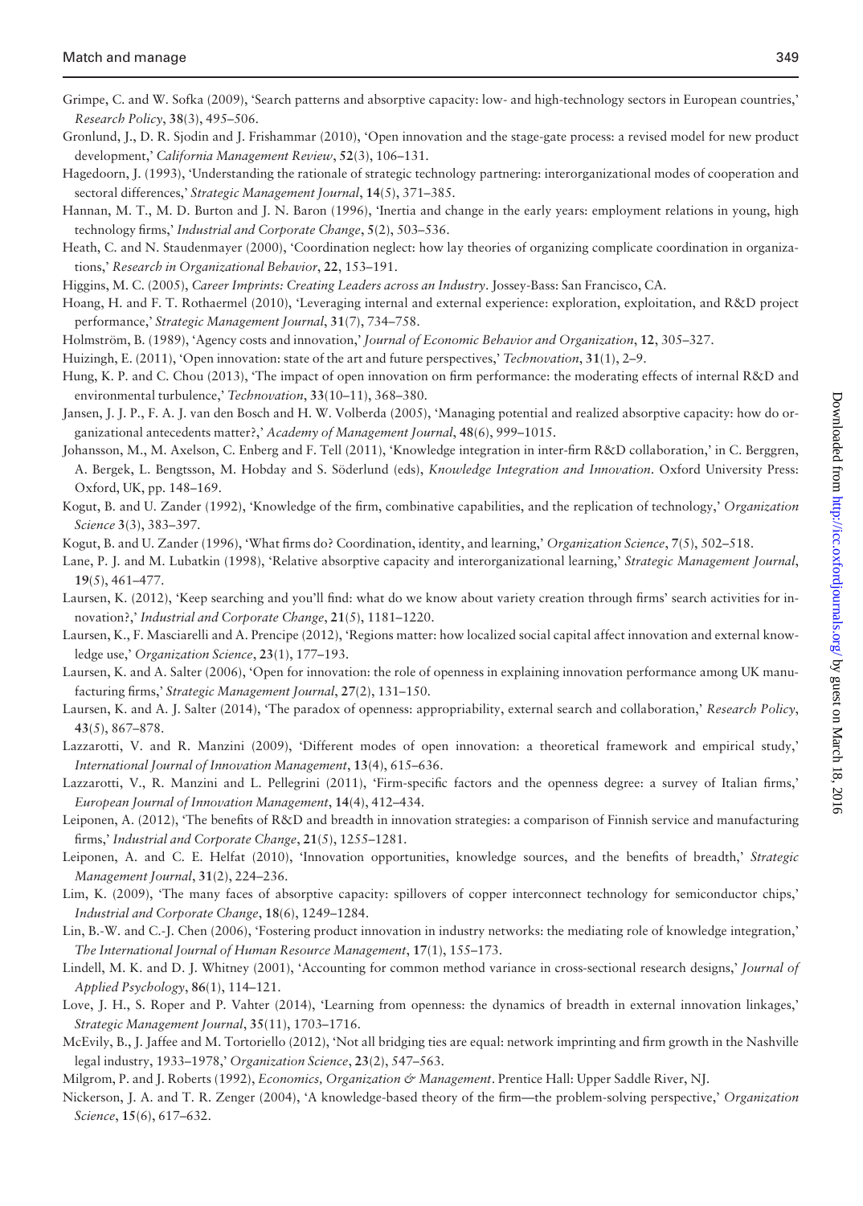Grimpe, C. and W. Sofka (2009), 'Search patterns and absorptive capacity: low- and high-technology sectors in European countries,' *Research Policy*, **38**(3), 495–506.

Gronlund, J., D. R. Sjodin and J. Frishammar (2010), 'Open innovation and the stage-gate process: a revised model for new product development,' *California Management Review*, **52**(3), 106–131.

Hagedoorn, J. (1993), 'Understanding the rationale of strategic technology partnering: interorganizational modes of cooperation and sectoral differences,' *Strategic Management Journal*, **14**(5), 371–385.

Hannan, M. T., M. D. Burton and J. N. Baron (1996), 'Inertia and change in the early years: employment relations in young, high technology firms,' *Industrial and Corporate Change*, **5**(2), 503–536.

Heath, C. and N. Staudenmayer (2000), 'Coordination neglect: how lay theories of organizing complicate coordination in organizations,' *Research in Organizational Behavior*, **22**, 153–191.

Higgins, M. C. (2005), *Career Imprints: Creating Leaders across an Industry*. Jossey-Bass: San Francisco, CA.

Hoang, H. and F. T. Rothaermel (2010), 'Leveraging internal and external experience: exploration, exploitation, and R&D project performance,' *Strategic Management Journal*, **31**(7), 734–758.

Holmström, B. (1989), 'Agency costs and innovation,' *Journal of Economic Behavior and Organization*, **12**, 305–327.

Huizingh, E. (2011), 'Open innovation: state of the art and future perspectives,' *Technovation*, **31**(1), 2–9.

Hung, K. P. and C. Chou (2013), 'The impact of open innovation on firm performance: the moderating effects of internal R&D and environmental turbulence,' *Technovation*, **33**(10–11), 368–380.

Jansen, J. J. P., F. A. J. van den Bosch and H. W. Volberda (2005), 'Managing potential and realized absorptive capacity: how do organizational antecedents matter?,' *Academy of Management Journal*, **48**(6), 999–1015.

Johansson, M., M. Axelson, C. Enberg and F. Tell (2011), 'Knowledge integration in inter-firm R&D collaboration,' in C. Berggren, A. Bergek, L. Bengtsson, M. Hobday and S. Söderlund (eds), *Knowledge Integration and Innovation*. Oxford University Press: Oxford, UK, pp. 148–169.

Kogut, B. and U. Zander (1992), 'Knowledge of the firm, combinative capabilities, and the replication of technology,' *Organization Science* **3**(3), 383–397.

Kogut, B. and U. Zander (1996), 'What firms do? Coordination, identity, and learning,' *Organization Science*, **7**(5), 502–518.

Lane, P. J. and M. Lubatkin (1998), 'Relative absorptive capacity and interorganizational learning,' *Strategic Management Journal*, **19**(5), 461–477.

Laursen, K. (2012), 'Keep searching and you'll find: what do we know about variety creation through firms' search activities for innovation?,' *Industrial and Corporate Change*, **21**(5), 1181–1220.

Laursen, K., F. Masciarelli and A. Prencipe (2012), 'Regions matter: how localized social capital affect innovation and external knowledge use,' *Organization Science*, **23**(1), 177–193.

Laursen, K. and A. Salter (2006), 'Open for innovation: the role of openness in explaining innovation performance among UK manufacturing firms,' *Strategic Management Journal*, **27**(2), 131–150.

Laursen, K. and A. J. Salter (2014), 'The paradox of openness: appropriability, external search and collaboration,' *Research Policy*, **43**(5), 867–878.

Lazzarotti, V. and R. Manzini (2009), 'Different modes of open innovation: a theoretical framework and empirical study,' *International Journal of Innovation Management*, **13**(4), 615–636.

Lazzarotti, V., R. Manzini and L. Pellegrini (2011), 'Firm-specific factors and the openness degree: a survey of Italian firms,' *European Journal of Innovation Management*, **14**(4), 412–434.

Leiponen, A. (2012), 'The benefits of R&D and breadth in innovation strategies: a comparison of Finnish service and manufacturing firms,' *Industrial and Corporate Change*, **21**(5), 1255–1281.

Leiponen, A. and C. E. Helfat (2010), 'Innovation opportunities, knowledge sources, and the benefits of breadth,' *Strategic Management Journal*, **31**(2), 224–236.

Lim, K. (2009), 'The many faces of absorptive capacity: spillovers of copper interconnect technology for semiconductor chips,' *Industrial and Corporate Change*, **18**(6), 1249–1284.

Lin, B.-W. and C.-J. Chen (2006), 'Fostering product innovation in industry networks: the mediating role of knowledge integration,' *The International Journal of Human Resource Management*, **17**(1), 155–173.

Lindell, M. K. and D. J. Whitney (2001), 'Accounting for common method variance in cross-sectional research designs,' *Journal of Applied Psychology*, **86**(1), 114–121.

Love, J. H., S. Roper and P. Vahter (2014), 'Learning from openness: the dynamics of breadth in external innovation linkages,' *Strategic Management Journal*, **35**(11), 1703–1716.

McEvily, B., J. Jaffee and M. Tortoriello (2012), 'Not all bridging ties are equal: network imprinting and firm growth in the Nashville legal industry, 1933–1978,' *Organization Science*, **23**(2), 547–563.

Milgrom, P. and J. Roberts (1992), *Economics, Organization & Management*. Prentice Hall: Upper Saddle River, NJ.

Nickerson, J. A. and T. R. Zenger (2004), 'A knowledge-based theory of the firm—the problem-solving perspective,' *Organization Science*, **15**(6), 617–632.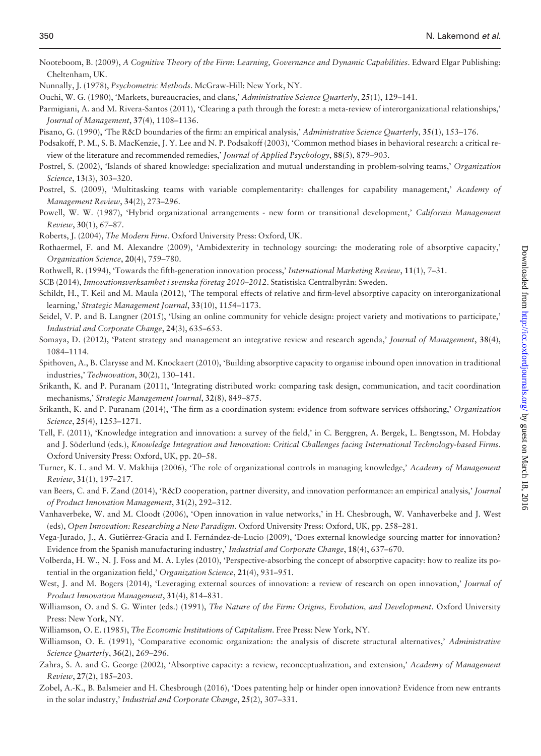Nooteboom, B. (2009), *A Cognitive Theory of the Firm: Learning, Governance and Dynamic Capabilities*. Edward Elgar Publishing: Cheltenham, UK.

Nunnally, J. (1978), *Psychometric Methods*. McGraw-Hill: New York, NY.

Ouchi, W. G. (1980), 'Markets, bureaucracies, and clans,' *Administrative Science Quarterly*, **25**(1), 129–141.

Parmigiani, A. and M. Rivera-Santos (2011), 'Clearing a path through the forest: a meta-review of interorganizational relationships,' *Journal of Management*, **37**(4), 1108–1136.

Pisano, G. (1990), 'The R&D boundaries of the firm: an empirical analysis,' *Administrative Science Quarterly*, **35**(1), 153–176.

Podsakoff, P. M., S. B. MacKenzie, J. Y. Lee and N. P. Podsakoff (2003), 'Common method biases in behavioral research: a critical review of the literature and recommended remedies,' *Journal of Applied Psychology*, **88**(5), 879–903.

Postrel, S. (2002), 'Islands of shared knowledge: specialization and mutual understanding in problem-solving teams,' *Organization Science*, **13**(3), 303–320.

Postrel, S. (2009), 'Multitasking teams with variable complementarity: challenges for capability management,' *Academy of Management Review*, **34**(2), 273–296.

Powell, W. W. (1987), 'Hybrid organizational arrangements - new form or transitional development,' *California Management Review*, **30**(1), 67–87.

Roberts, J. (2004), *The Modern Firm*. Oxford University Press: Oxford, UK.

Rothaermel, F. and M. Alexandre (2009), 'Ambidexterity in technology sourcing: the moderating role of absorptive capacity,' *Organization Science*, **20**(4), 759–780.

Rothwell, R. (1994), 'Towards the fifth-generation innovation process,' *International Marketing Review*, **11**(1), 7–31.

SCB (2014), *Innovationsverksamhet i svenska företag 2010–2012*. Statistiska Centralbyrån: Sweden.

Schildt, H., T. Keil and M. Maula (2012), 'The temporal effects of relative and firm-level absorptive capacity on interorganizational learning,' *Strategic Management Journal*, **33**(10), 1154–1173.

Seidel, V. P. and B. Langner (2015), 'Using an online community for vehicle design: project variety and motivations to participate,' *Industrial and Corporate Change*, **24**(3), 635–653.

Somaya, D. (2012), 'Patent strategy and management an integrative review and research agenda,' *Journal of Management*, **38**(4), 1084–1114.

Spithoven, A., B. Clarysse and M. Knockaert (2010), 'Building absorptive capacity to organise inbound open innovation in traditional industries,' *Technovation*, **30**(2), 130–141.

Srikanth, K. and P. Puranam (2011), 'Integrating distributed work: comparing task design, communication, and tacit coordination mechanisms,' *Strategic Management Journal*, **32**(8), 849–875.

Srikanth, K. and P. Puranam (2014), 'The firm as a coordination system: evidence from software services offshoring,' *Organization Science*, **25**(4), 1253–1271.

Tell, F. (2011), 'Knowledge integration and innovation: a survey of the field,' in C. Berggren, A. Bergek, L. Bengtsson, M. Hobday and J. Söderlund (eds.), *Knowledge Integration and Innovation: Critical Challenges facing International Technology-based Firms*. Oxford University Press: Oxford, UK, pp. 20–58.

Turner, K. L. and M. V. Makhija (2006), 'The role of organizational controls in managing knowledge,' *Academy of Management Review*, **31**(1), 197–217.

van Beers, C. and F. Zand (2014), 'R&D cooperation, partner diversity, and innovation performance: an empirical analysis,' *Journal of Product Innovation Management*, **31**(2), 292–312.

Vanhaverbeke, W. and M. Cloodt (2006), 'Open innovation in value networks,' in H. Chesbrough, W. Vanhaverbeke and J. West (eds), *Open Innovation: Researching a New Paradigm*. Oxford University Press: Oxford, UK, pp. 258–281.

Vega-Jurado, J., A. Gutiérrez-Gracia and I. Fernández-de-Lucio (2009), 'Does external knowledge sourcing matter for innovation? Evidence from the Spanish manufacturing industry,' *Industrial and Corporate Change*, **18**(4), 637–670.

Volberda, H. W., N. J. Foss and M. A. Lyles (2010), 'Perspective-absorbing the concept of absorptive capacity: how to realize its potential in the organization field,' *Organization Science*, **21**(4), 931–951.

West, J. and M. Bogers (2014), 'Leveraging external sources of innovation: a review of research on open innovation,' *Journal of Product Innovation Management*, **31**(4), 814–831.

Williamson, O. and S. G. Winter (eds.) (1991), *The Nature of the Firm: Origins, Evolution, and Development*. Oxford University Press: New York, NY.

Williamson, O. E. (1985), *The Economic Institutions of Capitalism*. Free Press: New York, NY.

Williamson, O. E. (1991), 'Comparative economic organization: the analysis of discrete structural alternatives,' *Administrative Science Quarterly*, **36**(2), 269–296.

Zahra, S. A. and G. George (2002), 'Absorptive capacity: a review, reconceptualization, and extension,' *Academy of Management Review*, **27**(2), 185–203.

Zobel, A.-K., B. Balsmeier and H. Chesbrough (2016), 'Does patenting help or hinder open innovation? Evidence from new entrants in the solar industry,' *Industrial and Corporate Change*, **25**(2), 307–331.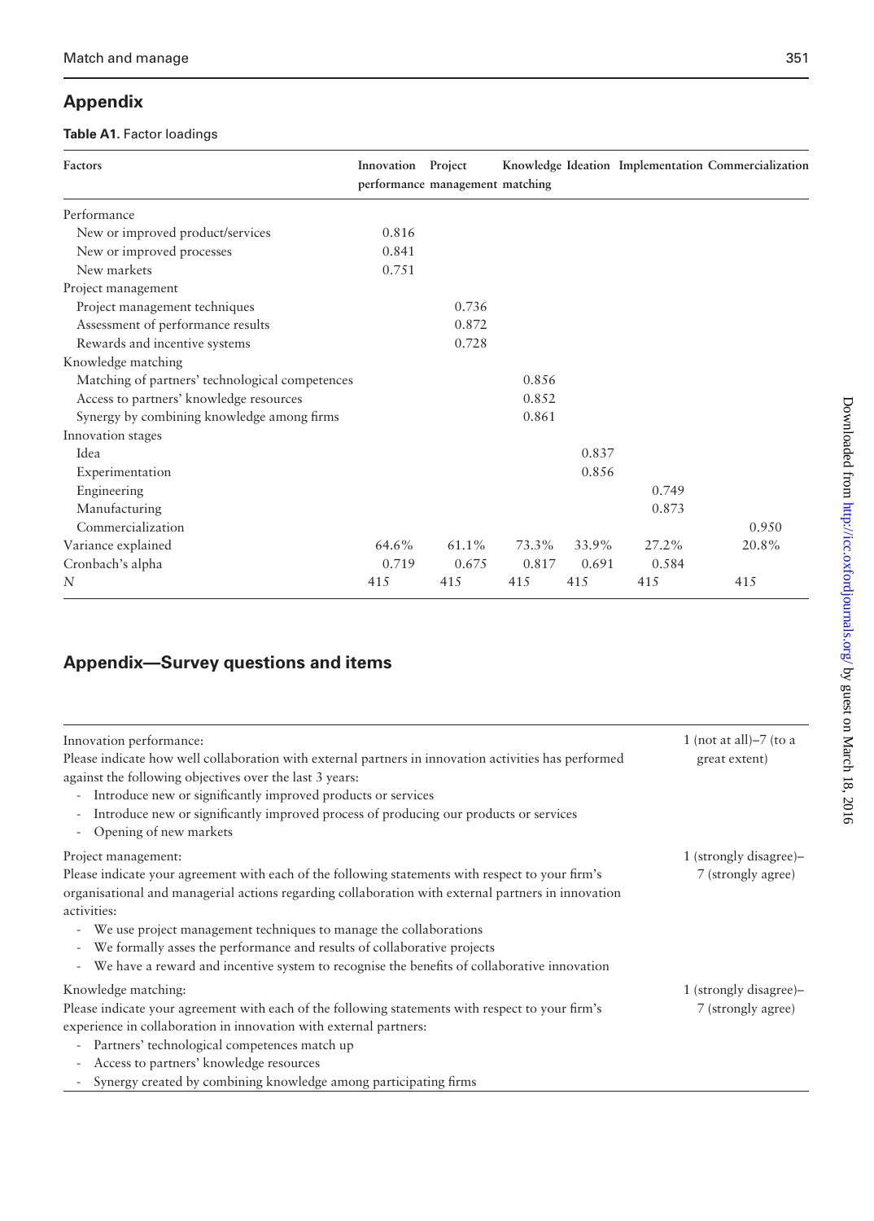## Appendix

**Table A1.** Factor loadings

| Factors | Innovation performance | Project management | Knowledge matching | Ideation | Implementation | Commercialization |
|---|---|---|---|---|---|---|
| Performance | | | | | | |
| New or improved product/services | 0.816 | | | | | |
| New or improved processes | 0.841 | | | | | |
| New markets | 0.751 | | | | | |
| Project management | | | | | | |
| Project management techniques | | 0.736 | | | | |
| Assessment of performance results | | 0.872 | | | | |
| Rewards and incentive systems | | 0.728 | | | | |
| Knowledge matching | | | | | | |
| Matching of partners' technological competences | | | 0.856 | | | |
| Access to partners' knowledge resources | | | 0.852 | | | |
| Synergy by combining knowledge among firms | | | 0.861 | | | |
| Innovation stages | | | | | | |
| Idea | | | | 0.837 | | |
| Experimentation | | | | 0.856 | | |
| Engineering | | | | | 0.749 | |
| Manufacturing | | | | | 0.873 | |
| Commercialization | | | | | | 0.950 |
| Variance explained | 64.6% | 61.1% | 73.3% | 33.9% | 27.2% | 20.8% |
| Cronbach's alpha | 0.719 | 0.675 | 0.817 | 0.691 | 0.584 | |
| *N* | 415 | 415 | 415 | 415 | 415 | 415 |

## Appendix—Survey questions and items

| | |
|---|---|
| Innovation performance:<br>Please indicate how well collaboration with external partners in innovation activities has performed against the following objectives over the last 3 years:<br>- Introduce new or significantly improved products or services<br>- Introduce new or significantly improved process of producing our products or services<br>- Opening of new markets | 1 (not at all)–7 (to a great extent) |
| Project management:<br>Please indicate your agreement with each of the following statements with respect to your firm's organisational and managerial actions regarding collaboration with external partners in innovation activities:<br>- We use project management techniques to manage the collaborations<br>- We formally asses the performance and results of collaborative projects<br>- We have a reward and incentive system to recognise the benefits of collaborative innovation | 1 (strongly disagree)–7 (strongly agree) |
| Knowledge matching:<br>Please indicate your agreement with each of the following statements with respect to your firm's experience in collaboration in innovation with external partners:<br>- Partners' technological competences match up<br>- Access to partners' knowledge resources<br>- Synergy created by combining knowledge among participating firms | 1 (strongly disagree)–7 (strongly agree) |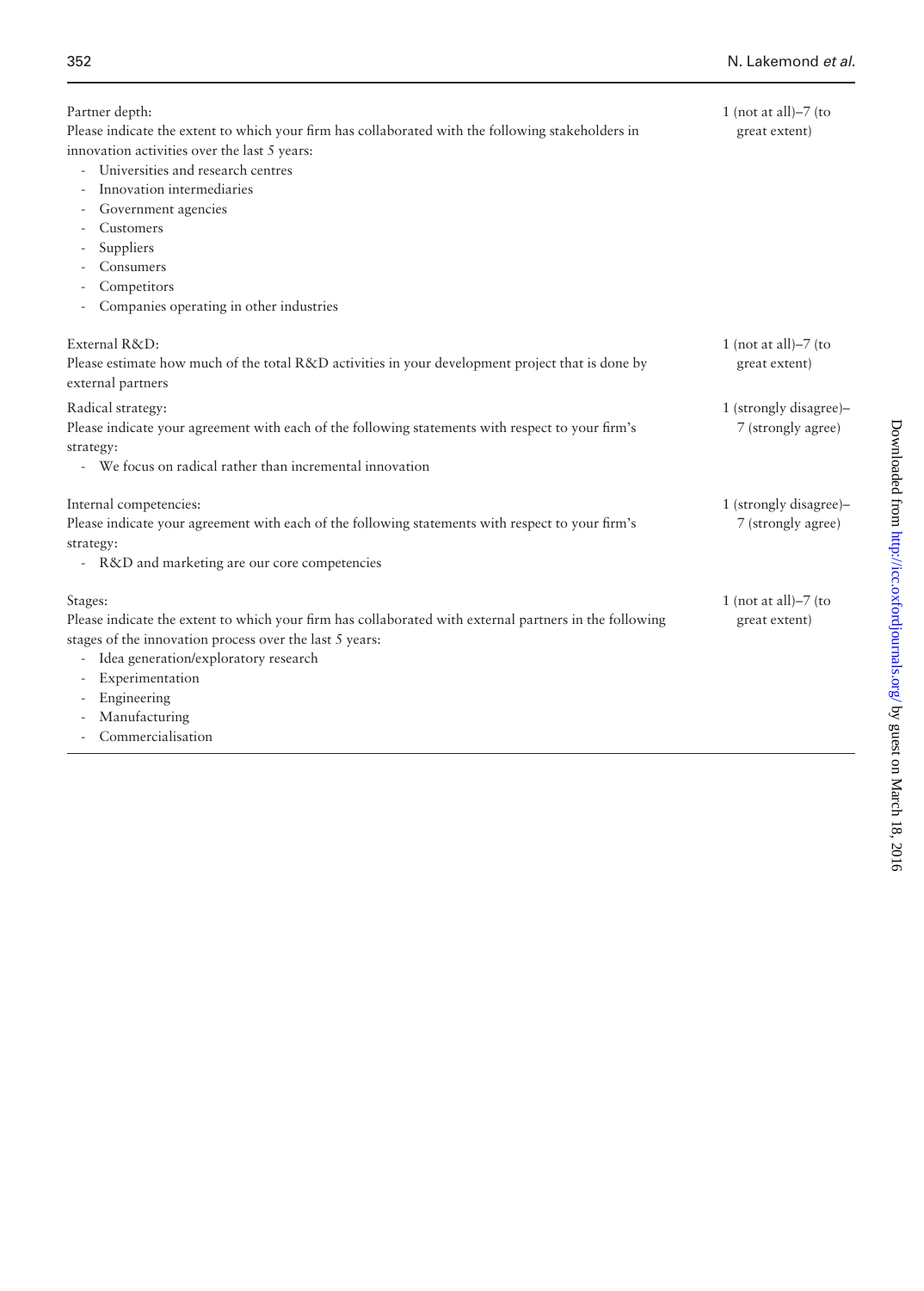| | |
|---|---|
| Partner depth:<br>Please indicate the extent to which your firm has collaborated with the following stakeholders in innovation activities over the last 5 years:<br>- Universities and research centres<br>- Innovation intermediaries<br>- Government agencies<br>- Customers<br>- Suppliers<br>- Consumers<br>- Competitors<br>- Companies operating in other industries | 1 (not at all)–7 (to great extent) |
| External R&D:<br>Please estimate how much of the total R&D activities in your development project that is done by external partners | 1 (not at all)–7 (to great extent) |
| Radical strategy:<br>Please indicate your agreement with each of the following statements with respect to your firm's strategy:<br>- We focus on radical rather than incremental innovation | 1 (strongly disagree)–7 (strongly agree) |
| Internal competencies:<br>Please indicate your agreement with each of the following statements with respect to your firm's strategy:<br>- R&D and marketing are our core competencies | 1 (strongly disagree)–7 (strongly agree) |
| Stages:<br>Please indicate the extent to which your firm has collaborated with external partners in the following stages of the innovation process over the last 5 years:<br>- Idea generation/exploratory research<br>- Experimentation<br>- Engineering<br>- Manufacturing<br>- Commercialisation | 1 (not at all)–7 (to great extent) |